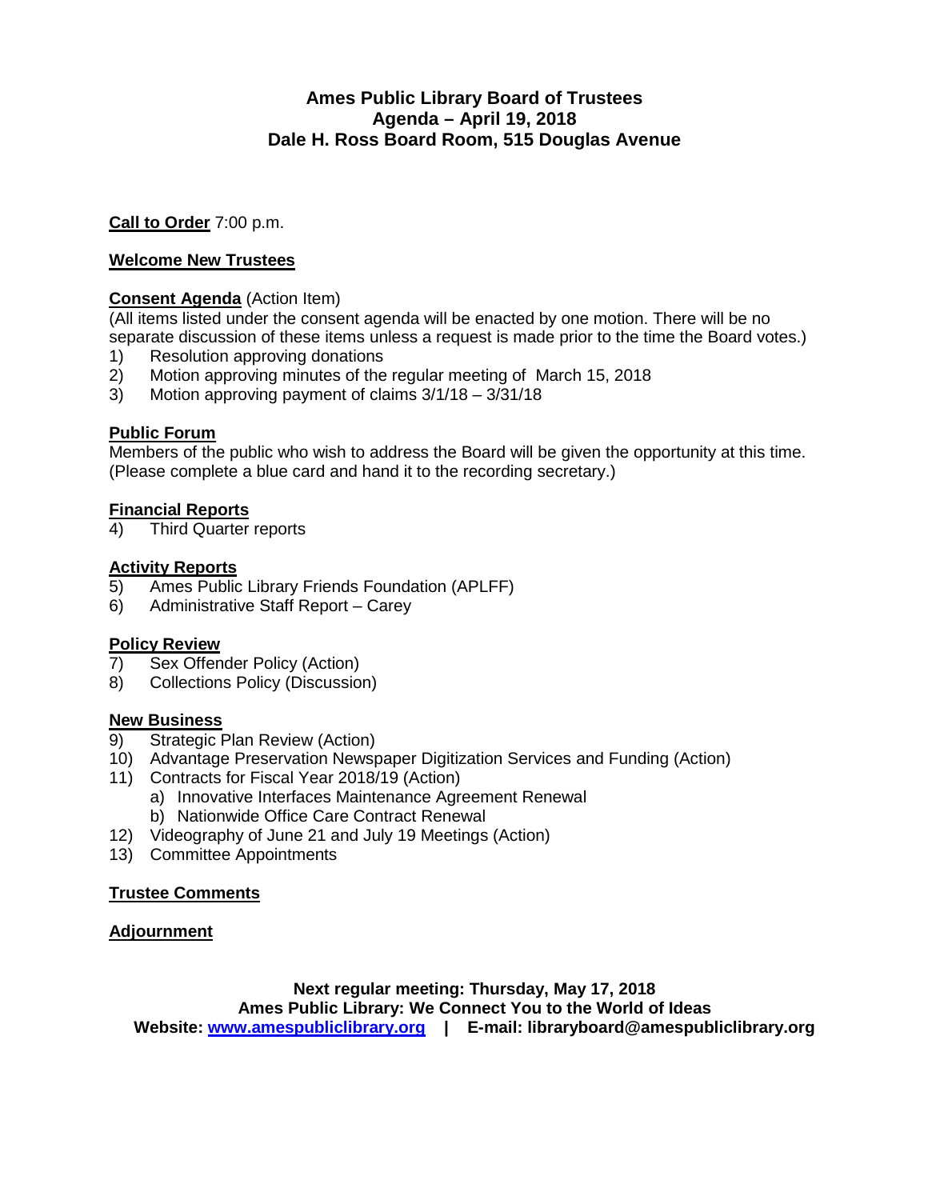# Ames Public Library Board of Trustees
## Agenda – April 19, 2018
## Dale H. Ross Board Room, 515 Douglas Avenue

**Call to Order** 7:00 p.m.

**Welcome New Trustees**

**Consent Agenda** (Action Item)
(All items listed under the consent agenda will be enacted by one motion. There will be no separate discussion of these items unless a request is made prior to the time the Board votes.)

1) Resolution approving donations
2) Motion approving minutes of the regular meeting of March 15, 2018
3) Motion approving payment of claims 3/1/18 – 3/31/18

**Public Forum**
Members of the public who wish to address the Board will be given the opportunity at this time. (Please complete a blue card and hand it to the recording secretary.)

**Financial Reports**

4) Third Quarter reports

**Activity Reports**

5) Ames Public Library Friends Foundation (APLFF)
6) Administrative Staff Report – Carey

**Policy Review**

7) Sex Offender Policy (Action)
8) Collections Policy (Discussion)

**New Business**

9) Strategic Plan Review (Action)
10) Advantage Preservation Newspaper Digitization Services and Funding (Action)
11) Contracts for Fiscal Year 2018/19 (Action)
    a) Innovative Interfaces Maintenance Agreement Renewal
    b) Nationwide Office Care Contract Renewal
12) Videography of June 21 and July 19 Meetings (Action)
13) Committee Appointments

**Trustee Comments**

**Adjournment**

**Next regular meeting: Thursday, May 17, 2018**
**Ames Public Library: We Connect You to the World of Ideas**
**Website: www.amespubliclibrary.org | E-mail: libraryboard@amespubliclibrary.org**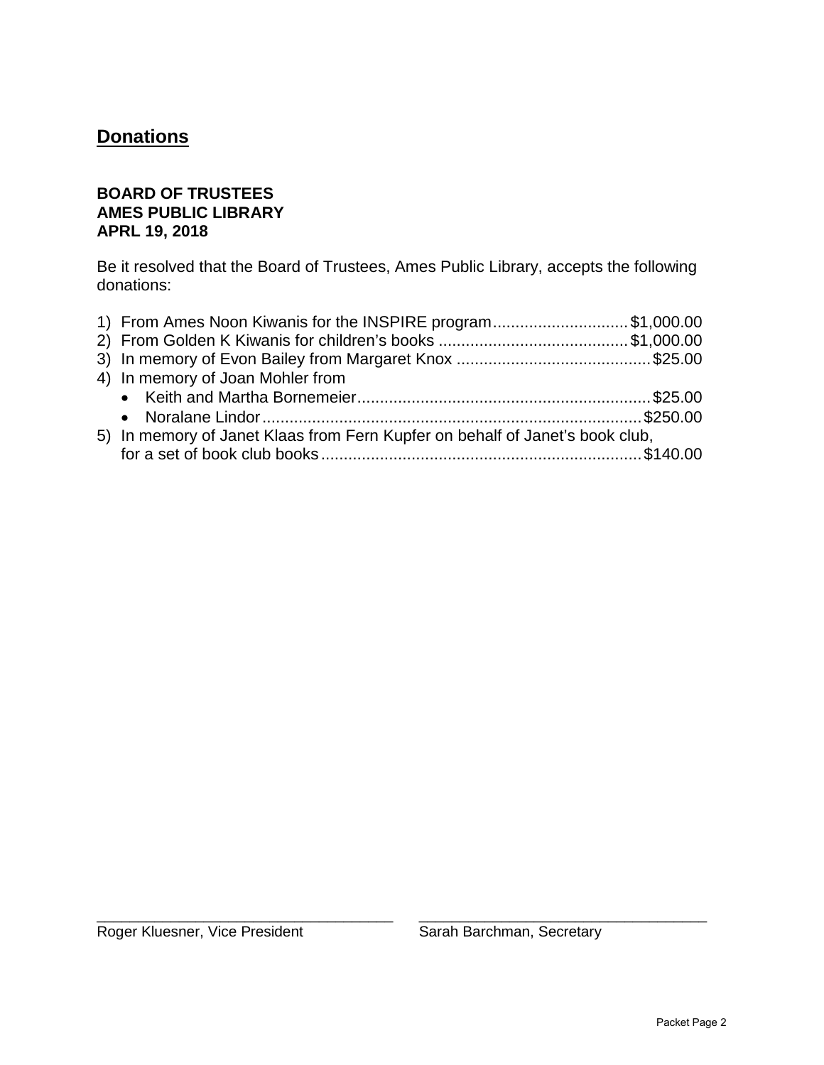## Donations

**BOARD OF TRUSTEES**
**AMES PUBLIC LIBRARY**
**APRL 19, 2018**

Be it resolved that the Board of Trustees, Ames Public Library, accepts the following donations:

1) From Ames Noon Kiwanis for the INSPIRE program..............................$1,000.00
2) From Golden K Kiwanis for children's books ..........................................$1,000.00
3) In memory of Evon Bailey from Margaret Knox ..........................................$25.00
4) In memory of Joan Mohler from
   - Keith and Martha Bornemeier................................................................$25.00
   - Noralane Lindor...................................................................................$250.00
5) In memory of Janet Klaas from Fern Kupfer on behalf of Janet's book club, for a set of book club books......................................................................$140.00

\_\_\_\_\_\_\_\_\_\_\_\_\_\_\_\_\_\_\_\_\_\_\_\_\_\_\_\_\_\_\_\_\_\_\_\_
Roger Kluesner, Vice President

\_\_\_\_\_\_\_\_\_\_\_\_\_\_\_\_\_\_\_\_\_\_\_\_\_\_\_\_\_\_\_\_\_\_\_\_
Sarah Barchman, Secretary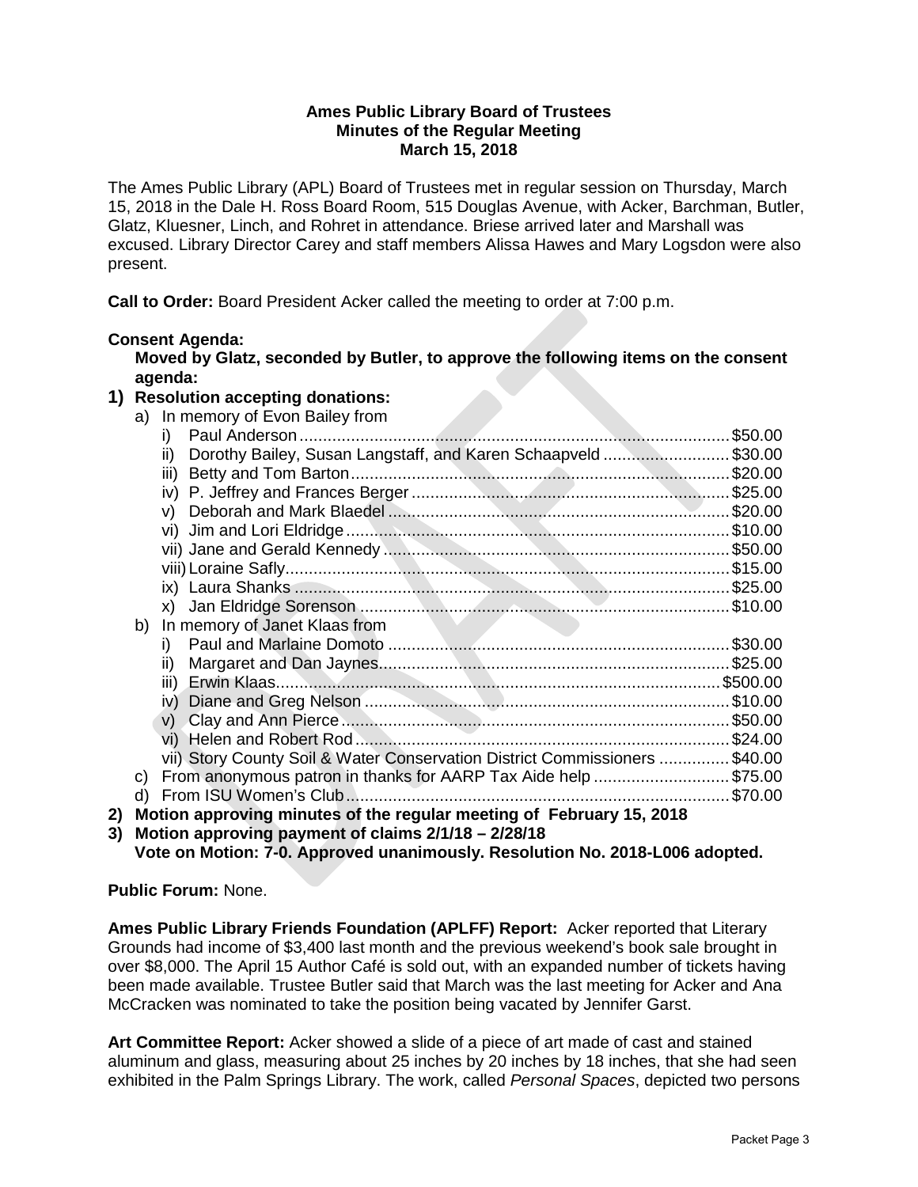**Ames Public Library Board of Trustees**
**Minutes of the Regular Meeting**
**March 15, 2018**

The Ames Public Library (APL) Board of Trustees met in regular session on Thursday, March 15, 2018 in the Dale H. Ross Board Room, 515 Douglas Avenue, with Acker, Barchman, Butler, Glatz, Kluesner, Linch, and Rohret in attendance. Briese arrived later and Marshall was excused. Library Director Carey and staff members Alissa Hawes and Mary Logsdon were also present.

**Call to Order:** Board President Acker called the meeting to order at 7:00 p.m.

**Consent Agenda:**

**Moved by Glatz, seconded by Butler, to approve the following items on the consent agenda:**

1) **Resolution accepting donations:**
   a) In memory of Evon Bailey from
      i) Paul Anderson .......... $50.00
      ii) Dorothy Bailey, Susan Langstaff, and Karen Schaapveld .......... $30.00
      iii) Betty and Tom Barton .......... $20.00
      iv) P. Jeffrey and Frances Berger .......... $25.00
      v) Deborah and Mark Blaedel .......... $20.00
      vi) Jim and Lori Eldridge .......... $10.00
      vii) Jane and Gerald Kennedy .......... $50.00
      viii) Loraine Safly .......... $15.00
      ix) Laura Shanks .......... $25.00
      x) Jan Eldridge Sorenson .......... $10.00
   b) In memory of Janet Klaas from
      i) Paul and Marlaine Domoto .......... $30.00
      ii) Margaret and Dan Jaynes .......... $25.00
      iii) Erwin Klaas .......... $500.00
      iv) Diane and Greg Nelson .......... $10.00
      v) Clay and Ann Pierce .......... $50.00
      vi) Helen and Robert Rod .......... $24.00
      vii) Story County Soil & Water Conservation District Commissioners .......... $40.00
   c) From anonymous patron in thanks for AARP Tax Aide help .......... $75.00
   d) From ISU Women's Club .......... $70.00
2) **Motion approving minutes of the regular meeting of February 15, 2018**
3) **Motion approving payment of claims 2/1/18 – 2/28/18**

**Vote on Motion: 7-0. Approved unanimously. Resolution No. 2018-L006 adopted.**

**Public Forum:** None.

**Ames Public Library Friends Foundation (APLFF) Report:** Acker reported that Literary Grounds had income of $3,400 last month and the previous weekend's book sale brought in over $8,000. The April 15 Author Café is sold out, with an expanded number of tickets having been made available. Trustee Butler said that March was the last meeting for Acker and Ana McCracken was nominated to take the position being vacated by Jennifer Garst.

**Art Committee Report:** Acker showed a slide of a piece of art made of cast and stained aluminum and glass, measuring about 25 inches by 20 inches by 18 inches, that she had seen exhibited in the Palm Springs Library. The work, called *Personal Spaces*, depicted two persons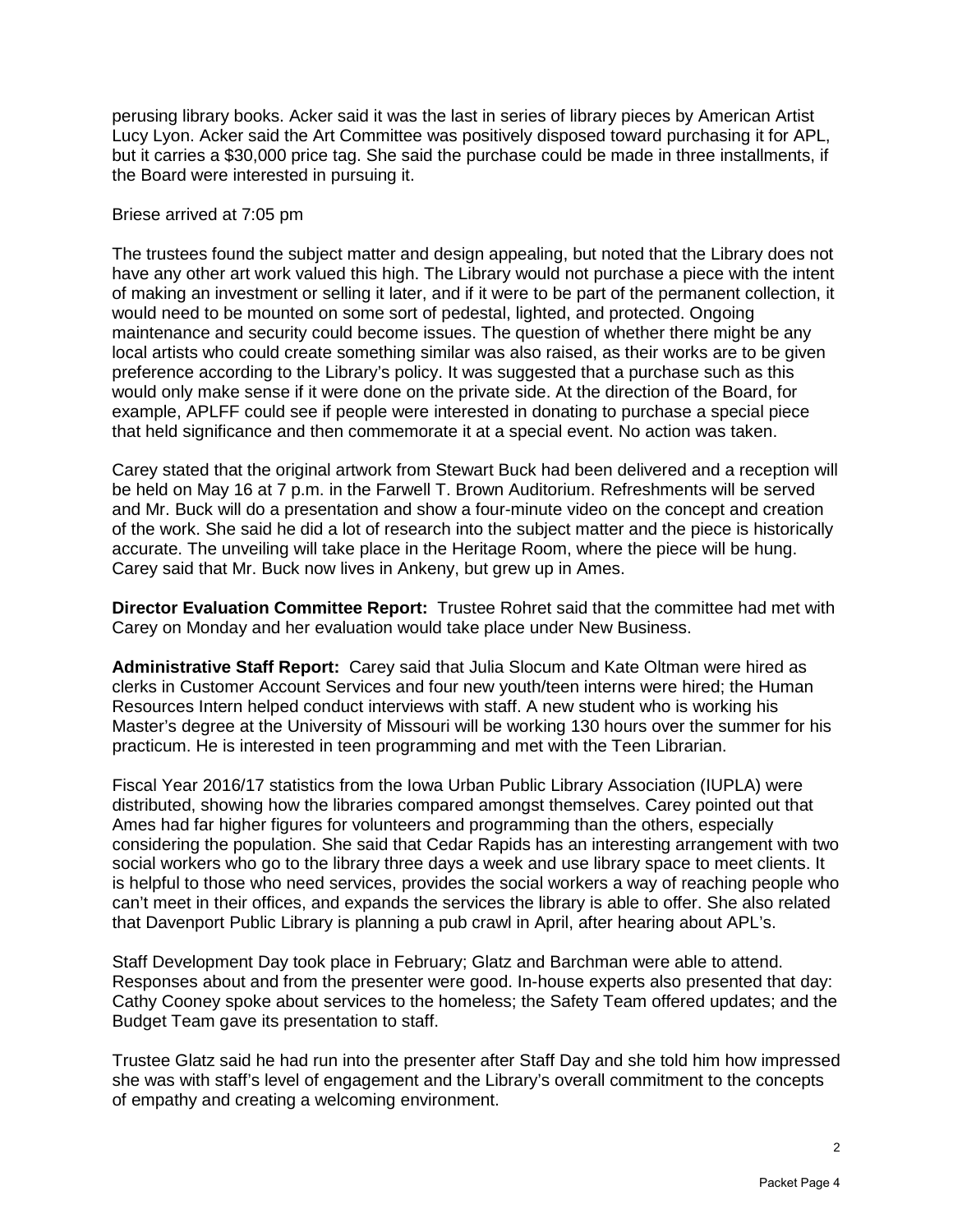perusing library books. Acker said it was the last in series of library pieces by American Artist Lucy Lyon. Acker said the Art Committee was positively disposed toward purchasing it for APL, but it carries a $30,000 price tag. She said the purchase could be made in three installments, if the Board were interested in pursuing it.

Briese arrived at 7:05 pm

The trustees found the subject matter and design appealing, but noted that the Library does not have any other art work valued this high. The Library would not purchase a piece with the intent of making an investment or selling it later, and if it were to be part of the permanent collection, it would need to be mounted on some sort of pedestal, lighted, and protected. Ongoing maintenance and security could become issues. The question of whether there might be any local artists who could create something similar was also raised, as their works are to be given preference according to the Library's policy. It was suggested that a purchase such as this would only make sense if it were done on the private side. At the direction of the Board, for example, APLFF could see if people were interested in donating to purchase a special piece that held significance and then commemorate it at a special event. No action was taken.

Carey stated that the original artwork from Stewart Buck had been delivered and a reception will be held on May 16 at 7 p.m. in the Farwell T. Brown Auditorium. Refreshments will be served and Mr. Buck will do a presentation and show a four-minute video on the concept and creation of the work. She said he did a lot of research into the subject matter and the piece is historically accurate. The unveiling will take place in the Heritage Room, where the piece will be hung. Carey said that Mr. Buck now lives in Ankeny, but grew up in Ames.

**Director Evaluation Committee Report:** Trustee Rohret said that the committee had met with Carey on Monday and her evaluation would take place under New Business.

**Administrative Staff Report:** Carey said that Julia Slocum and Kate Oltman were hired as clerks in Customer Account Services and four new youth/teen interns were hired; the Human Resources Intern helped conduct interviews with staff. A new student who is working his Master's degree at the University of Missouri will be working 130 hours over the summer for his practicum. He is interested in teen programming and met with the Teen Librarian.

Fiscal Year 2016/17 statistics from the Iowa Urban Public Library Association (IUPLA) were distributed, showing how the libraries compared amongst themselves. Carey pointed out that Ames had far higher figures for volunteers and programming than the others, especially considering the population. She said that Cedar Rapids has an interesting arrangement with two social workers who go to the library three days a week and use library space to meet clients. It is helpful to those who need services, provides the social workers a way of reaching people who can't meet in their offices, and expands the services the library is able to offer. She also related that Davenport Public Library is planning a pub crawl in April, after hearing about APL's.

Staff Development Day took place in February; Glatz and Barchman were able to attend. Responses about and from the presenter were good. In-house experts also presented that day: Cathy Cooney spoke about services to the homeless; the Safety Team offered updates; and the Budget Team gave its presentation to staff.

Trustee Glatz said he had run into the presenter after Staff Day and she told him how impressed she was with staff's level of engagement and the Library's overall commitment to the concepts of empathy and creating a welcoming environment.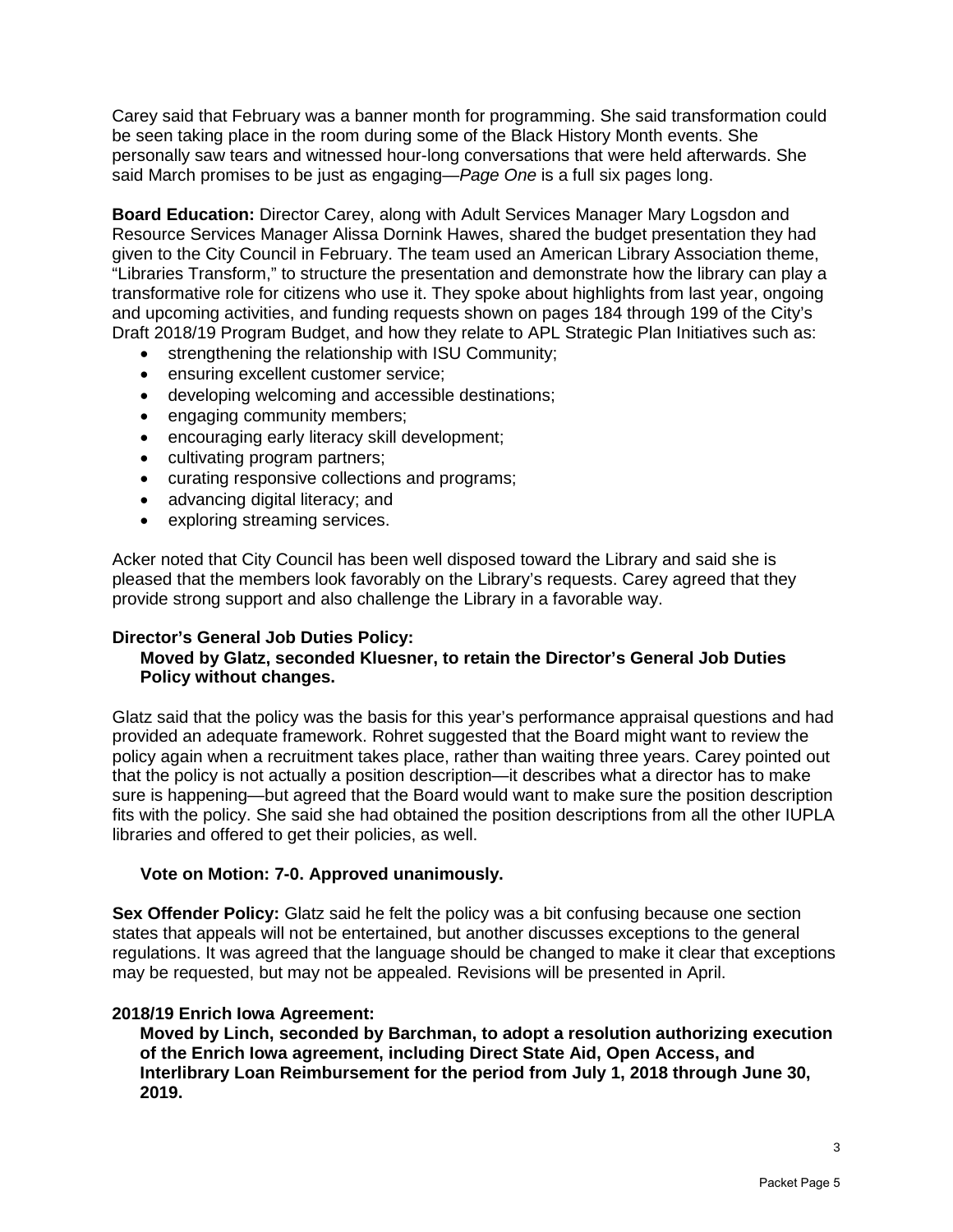Carey said that February was a banner month for programming. She said transformation could be seen taking place in the room during some of the Black History Month events. She personally saw tears and witnessed hour-long conversations that were held afterwards. She said March promises to be just as engaging—*Page One* is a full six pages long.

**Board Education:** Director Carey, along with Adult Services Manager Mary Logsdon and Resource Services Manager Alissa Dornink Hawes, shared the budget presentation they had given to the City Council in February. The team used an American Library Association theme, "Libraries Transform," to structure the presentation and demonstrate how the library can play a transformative role for citizens who use it. They spoke about highlights from last year, ongoing and upcoming activities, and funding requests shown on pages 184 through 199 of the City's Draft 2018/19 Program Budget, and how they relate to APL Strategic Plan Initiatives such as:

- strengthening the relationship with ISU Community;
- ensuring excellent customer service;
- developing welcoming and accessible destinations;
- engaging community members;
- encouraging early literacy skill development;
- cultivating program partners;
- curating responsive collections and programs;
- advancing digital literacy; and
- exploring streaming services.

Acker noted that City Council has been well disposed toward the Library and said she is pleased that the members look favorably on the Library's requests. Carey agreed that they provide strong support and also challenge the Library in a favorable way.

**Director's General Job Duties Policy:**

**Moved by Glatz, seconded Kluesner, to retain the Director's General Job Duties Policy without changes.**

Glatz said that the policy was the basis for this year's performance appraisal questions and had provided an adequate framework. Rohret suggested that the Board might want to review the policy again when a recruitment takes place, rather than waiting three years. Carey pointed out that the policy is not actually a position description—it describes what a director has to make sure is happening—but agreed that the Board would want to make sure the position description fits with the policy. She said she had obtained the position descriptions from all the other IUPLA libraries and offered to get their policies, as well.

**Vote on Motion: 7-0. Approved unanimously.**

**Sex Offender Policy:** Glatz said he felt the policy was a bit confusing because one section states that appeals will not be entertained, but another discusses exceptions to the general regulations. It was agreed that the language should be changed to make it clear that exceptions may be requested, but may not be appealed. Revisions will be presented in April.

**2018/19 Enrich Iowa Agreement:**

**Moved by Linch, seconded by Barchman, to adopt a resolution authorizing execution of the Enrich Iowa agreement, including Direct State Aid, Open Access, and Interlibrary Loan Reimbursement for the period from July 1, 2018 through June 30, 2019.**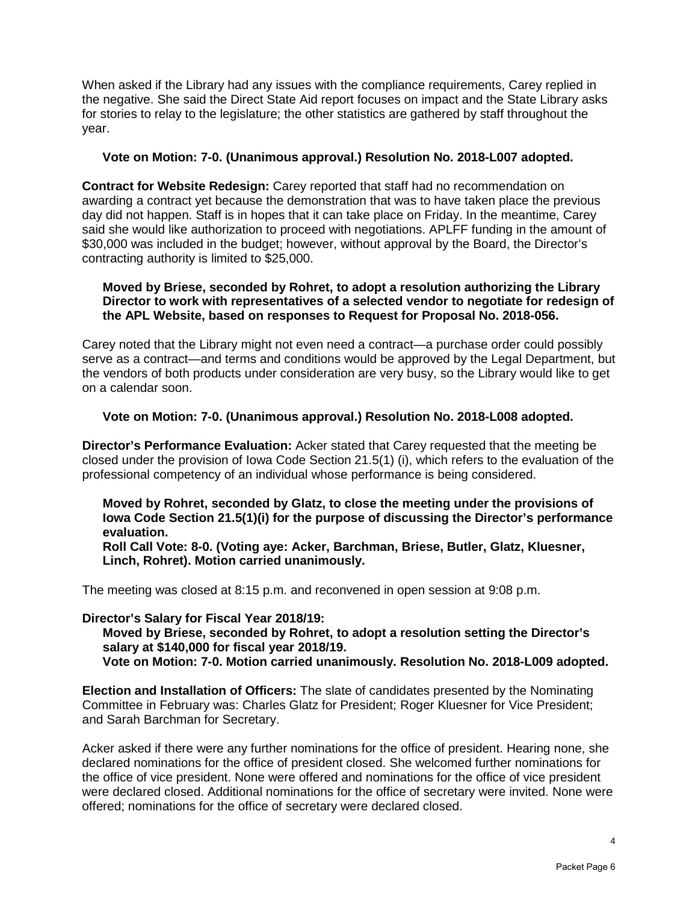When asked if the Library had any issues with the compliance requirements, Carey replied in the negative. She said the Direct State Aid report focuses on impact and the State Library asks for stories to relay to the legislature; the other statistics are gathered by staff throughout the year.

**Vote on Motion: 7-0. (Unanimous approval.) Resolution No. 2018-L007 adopted.**

**Contract for Website Redesign:** Carey reported that staff had no recommendation on awarding a contract yet because the demonstration that was to have taken place the previous day did not happen. Staff is in hopes that it can take place on Friday. In the meantime, Carey said she would like authorization to proceed with negotiations. APLFF funding in the amount of $30,000 was included in the budget; however, without approval by the Board, the Director's contracting authority is limited to $25,000.

**Moved by Briese, seconded by Rohret, to adopt a resolution authorizing the Library Director to work with representatives of a selected vendor to negotiate for redesign of the APL Website, based on responses to Request for Proposal No. 2018-056.**

Carey noted that the Library might not even need a contract—a purchase order could possibly serve as a contract—and terms and conditions would be approved by the Legal Department, but the vendors of both products under consideration are very busy, so the Library would like to get on a calendar soon.

**Vote on Motion: 7-0. (Unanimous approval.) Resolution No. 2018-L008 adopted.**

**Director's Performance Evaluation:** Acker stated that Carey requested that the meeting be closed under the provision of Iowa Code Section 21.5(1) (i), which refers to the evaluation of the professional competency of an individual whose performance is being considered.

**Moved by Rohret, seconded by Glatz, to close the meeting under the provisions of Iowa Code Section 21.5(1)(i) for the purpose of discussing the Director's performance evaluation.**
**Roll Call Vote: 8-0. (Voting aye: Acker, Barchman, Briese, Butler, Glatz, Kluesner, Linch, Rohret). Motion carried unanimously.**

The meeting was closed at 8:15 p.m. and reconvened in open session at 9:08 p.m.

**Director's Salary for Fiscal Year 2018/19:**
**Moved by Briese, seconded by Rohret, to adopt a resolution setting the Director's salary at $140,000 for fiscal year 2018/19.**
**Vote on Motion: 7-0. Motion carried unanimously. Resolution No. 2018-L009 adopted.**

**Election and Installation of Officers:** The slate of candidates presented by the Nominating Committee in February was: Charles Glatz for President; Roger Kluesner for Vice President; and Sarah Barchman for Secretary.

Acker asked if there were any further nominations for the office of president. Hearing none, she declared nominations for the office of president closed. She welcomed further nominations for the office of vice president. None were offered and nominations for the office of vice president were declared closed. Additional nominations for the office of secretary were invited. None were offered; nominations for the office of secretary were declared closed.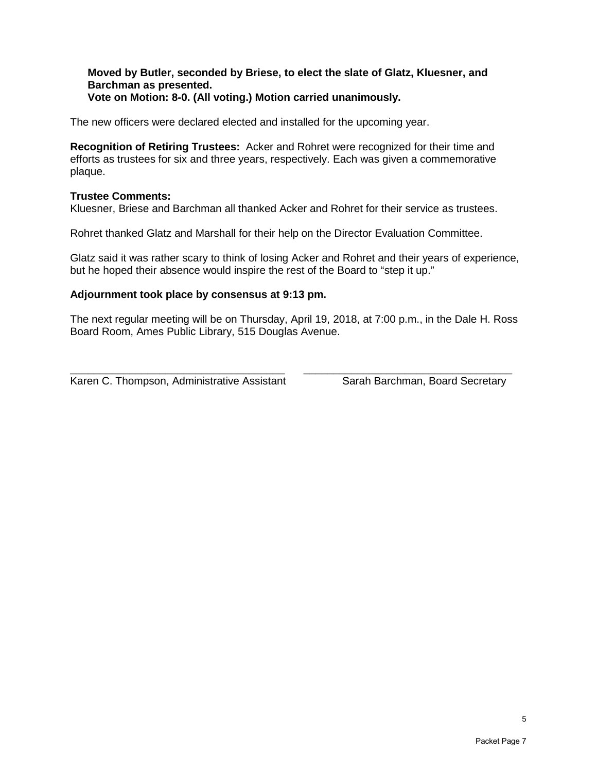**Moved by Butler, seconded by Briese, to elect the slate of Glatz, Kluesner, and Barchman as presented.**
**Vote on Motion: 8-0. (All voting.) Motion carried unanimously.**

The new officers were declared elected and installed for the upcoming year.

**Recognition of Retiring Trustees:** Acker and Rohret were recognized for their time and efforts as trustees for six and three years, respectively. Each was given a commemorative plaque.

**Trustee Comments:**
Kluesner, Briese and Barchman all thanked Acker and Rohret for their service as trustees.

Rohret thanked Glatz and Marshall for their help on the Director Evaluation Committee.

Glatz said it was rather scary to think of losing Acker and Rohret and their years of experience, but he hoped their absence would inspire the rest of the Board to "step it up."

**Adjournment took place by consensus at 9:13 pm.**

The next regular meeting will be on Thursday, April 19, 2018, at 7:00 p.m., in the Dale H. Ross Board Room, Ames Public Library, 515 Douglas Avenue.

\_\_\_\_\_\_\_\_\_\_\_\_\_\_\_\_\_\_\_\_\_\_\_\_\_\_\_\_\_\_\_\_\_\_\_ \_\_\_\_\_\_\_\_\_\_\_\_\_\_\_\_\_\_\_\_\_\_\_\_\_\_\_\_\_\_\_\_\_\_\_
Karen C. Thompson, Administrative Assistant Sarah Barchman, Board Secretary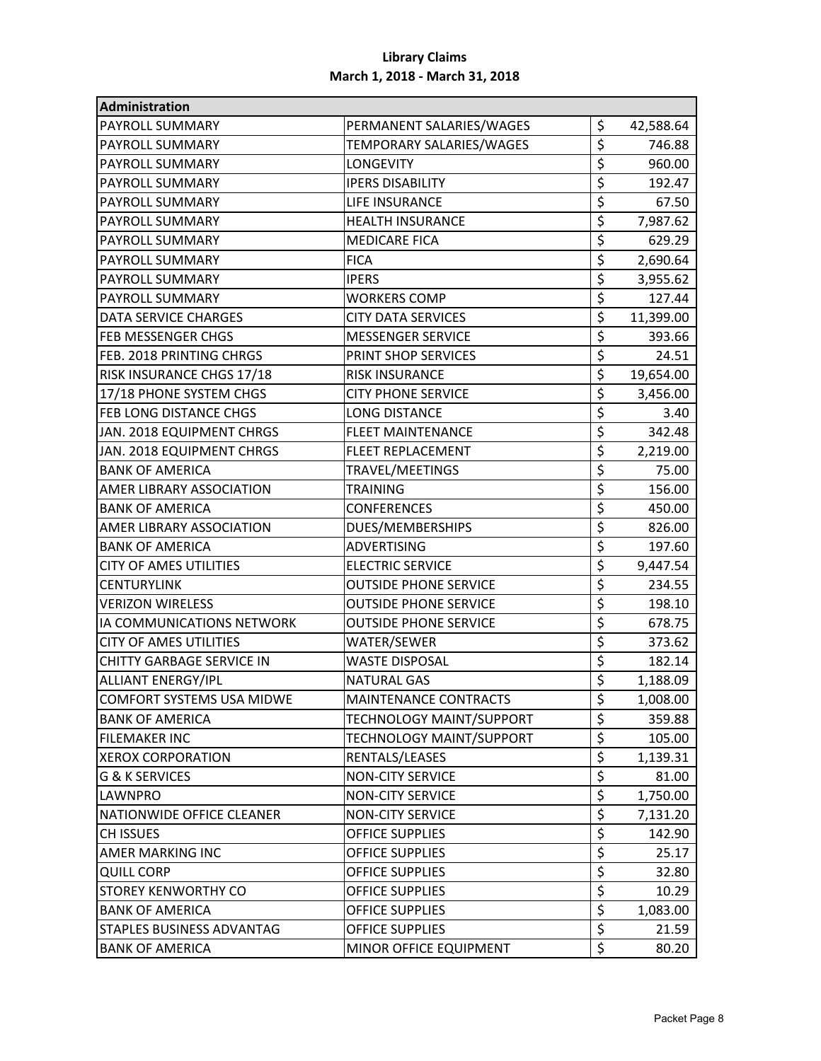**Library Claims**
**March 1, 2018 - March 31, 2018**

| Administration | | |
|---|---|---|
| PAYROLL SUMMARY | PERMANENT SALARIES/WAGES | $ 42,588.64 |
| PAYROLL SUMMARY | TEMPORARY SALARIES/WAGES | $ 746.88 |
| PAYROLL SUMMARY | LONGEVITY | $ 960.00 |
| PAYROLL SUMMARY | IPERS DISABILITY | $ 192.47 |
| PAYROLL SUMMARY | LIFE INSURANCE | $ 67.50 |
| PAYROLL SUMMARY | HEALTH INSURANCE | $ 7,987.62 |
| PAYROLL SUMMARY | MEDICARE FICA | $ 629.29 |
| PAYROLL SUMMARY | FICA | $ 2,690.64 |
| PAYROLL SUMMARY | IPERS | $ 3,955.62 |
| PAYROLL SUMMARY | WORKERS COMP | $ 127.44 |
| DATA SERVICE CHARGES | CITY DATA SERVICES | $ 11,399.00 |
| FEB MESSENGER CHGS | MESSENGER SERVICE | $ 393.66 |
| FEB. 2018 PRINTING CHRGS | PRINT SHOP SERVICES | $ 24.51 |
| RISK INSURANCE CHGS 17/18 | RISK INSURANCE | $ 19,654.00 |
| 17/18 PHONE SYSTEM CHGS | CITY PHONE SERVICE | $ 3,456.00 |
| FEB LONG DISTANCE CHGS | LONG DISTANCE | $ 3.40 |
| JAN. 2018 EQUIPMENT CHRGS | FLEET MAINTENANCE | $ 342.48 |
| JAN. 2018 EQUIPMENT CHRGS | FLEET REPLACEMENT | $ 2,219.00 |
| BANK OF AMERICA | TRAVEL/MEETINGS | $ 75.00 |
| AMER LIBRARY ASSOCIATION | TRAINING | $ 156.00 |
| BANK OF AMERICA | CONFERENCES | $ 450.00 |
| AMER LIBRARY ASSOCIATION | DUES/MEMBERSHIPS | $ 826.00 |
| BANK OF AMERICA | ADVERTISING | $ 197.60 |
| CITY OF AMES UTILITIES | ELECTRIC SERVICE | $ 9,447.54 |
| CENTURYLINK | OUTSIDE PHONE SERVICE | $ 234.55 |
| VERIZON WIRELESS | OUTSIDE PHONE SERVICE | $ 198.10 |
| IA COMMUNICATIONS NETWORK | OUTSIDE PHONE SERVICE | $ 678.75 |
| CITY OF AMES UTILITIES | WATER/SEWER | $ 373.62 |
| CHITTY GARBAGE SERVICE IN | WASTE DISPOSAL | $ 182.14 |
| ALLIANT ENERGY/IPL | NATURAL GAS | $ 1,188.09 |
| COMFORT SYSTEMS USA MIDWE | MAINTENANCE CONTRACTS | $ 1,008.00 |
| BANK OF AMERICA | TECHNOLOGY MAINT/SUPPORT | $ 359.88 |
| FILEMAKER INC | TECHNOLOGY MAINT/SUPPORT | $ 105.00 |
| XEROX CORPORATION | RENTALS/LEASES | $ 1,139.31 |
| G & K SERVICES | NON-CITY SERVICE | $ 81.00 |
| LAWNPRO | NON-CITY SERVICE | $ 1,750.00 |
| NATIONWIDE OFFICE CLEANER | NON-CITY SERVICE | $ 7,131.20 |
| CH ISSUES | OFFICE SUPPLIES | $ 142.90 |
| AMER MARKING INC | OFFICE SUPPLIES | $ 25.17 |
| QUILL CORP | OFFICE SUPPLIES | $ 32.80 |
| STOREY KENWORTHY CO | OFFICE SUPPLIES | $ 10.29 |
| BANK OF AMERICA | OFFICE SUPPLIES | $ 1,083.00 |
| STAPLES BUSINESS ADVANTAG | OFFICE SUPPLIES | $ 21.59 |
| BANK OF AMERICA | MINOR OFFICE EQUIPMENT | $ 80.20 |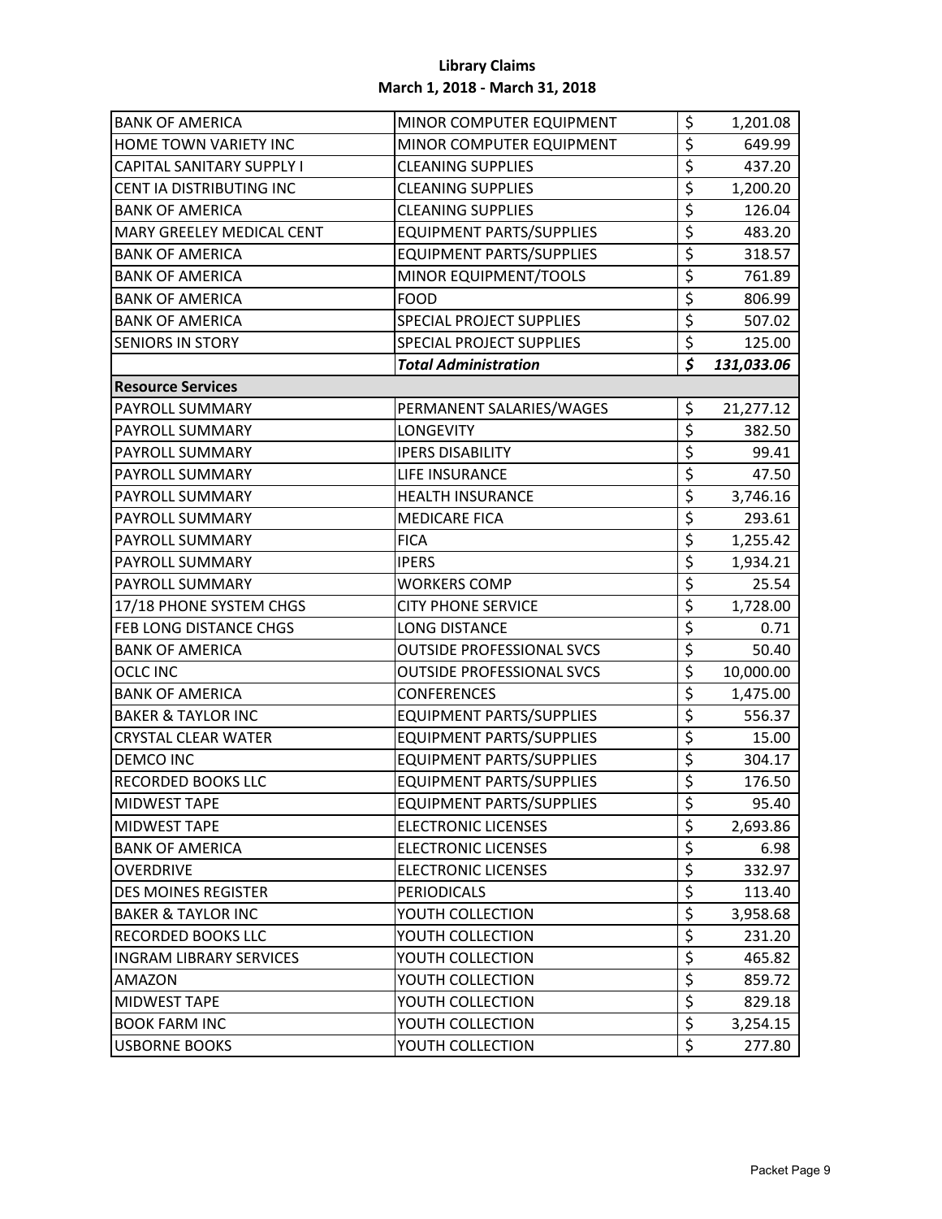**Library Claims**
**March 1, 2018 - March 31, 2018**

| | | |
|---|---|---|
| BANK OF AMERICA | MINOR COMPUTER EQUIPMENT | $ 1,201.08 |
| HOME TOWN VARIETY INC | MINOR COMPUTER EQUIPMENT | $ 649.99 |
| CAPITAL SANITARY SUPPLY I | CLEANING SUPPLIES | $ 437.20 |
| CENT IA DISTRIBUTING INC | CLEANING SUPPLIES | $ 1,200.20 |
| BANK OF AMERICA | CLEANING SUPPLIES | $ 126.04 |
| MARY GREELEY MEDICAL CENT | EQUIPMENT PARTS/SUPPLIES | $ 483.20 |
| BANK OF AMERICA | EQUIPMENT PARTS/SUPPLIES | $ 318.57 |
| BANK OF AMERICA | MINOR EQUIPMENT/TOOLS | $ 761.89 |
| BANK OF AMERICA | FOOD | $ 806.99 |
| BANK OF AMERICA | SPECIAL PROJECT SUPPLIES | $ 507.02 |
| SENIORS IN STORY | SPECIAL PROJECT SUPPLIES | $ 125.00 |
| | ***Total Administration*** | ***$ 131,033.06*** |
| **Resource Services** | | |
| PAYROLL SUMMARY | PERMANENT SALARIES/WAGES | $ 21,277.12 |
| PAYROLL SUMMARY | LONGEVITY | $ 382.50 |
| PAYROLL SUMMARY | IPERS DISABILITY | $ 99.41 |
| PAYROLL SUMMARY | LIFE INSURANCE | $ 47.50 |
| PAYROLL SUMMARY | HEALTH INSURANCE | $ 3,746.16 |
| PAYROLL SUMMARY | MEDICARE FICA | $ 293.61 |
| PAYROLL SUMMARY | FICA | $ 1,255.42 |
| PAYROLL SUMMARY | IPERS | $ 1,934.21 |
| PAYROLL SUMMARY | WORKERS COMP | $ 25.54 |
| 17/18 PHONE SYSTEM CHGS | CITY PHONE SERVICE | $ 1,728.00 |
| FEB LONG DISTANCE CHGS | LONG DISTANCE | $ 0.71 |
| BANK OF AMERICA | OUTSIDE PROFESSIONAL SVCS | $ 50.40 |
| OCLC INC | OUTSIDE PROFESSIONAL SVCS | $ 10,000.00 |
| BANK OF AMERICA | CONFERENCES | $ 1,475.00 |
| BAKER & TAYLOR INC | EQUIPMENT PARTS/SUPPLIES | $ 556.37 |
| CRYSTAL CLEAR WATER | EQUIPMENT PARTS/SUPPLIES | $ 15.00 |
| DEMCO INC | EQUIPMENT PARTS/SUPPLIES | $ 304.17 |
| RECORDED BOOKS LLC | EQUIPMENT PARTS/SUPPLIES | $ 176.50 |
| MIDWEST TAPE | EQUIPMENT PARTS/SUPPLIES | $ 95.40 |
| MIDWEST TAPE | ELECTRONIC LICENSES | $ 2,693.86 |
| BANK OF AMERICA | ELECTRONIC LICENSES | $ 6.98 |
| OVERDRIVE | ELECTRONIC LICENSES | $ 332.97 |
| DES MOINES REGISTER | PERIODICALS | $ 113.40 |
| BAKER & TAYLOR INC | YOUTH COLLECTION | $ 3,958.68 |
| RECORDED BOOKS LLC | YOUTH COLLECTION | $ 231.20 |
| INGRAM LIBRARY SERVICES | YOUTH COLLECTION | $ 465.82 |
| AMAZON | YOUTH COLLECTION | $ 859.72 |
| MIDWEST TAPE | YOUTH COLLECTION | $ 829.18 |
| BOOK FARM INC | YOUTH COLLECTION | $ 3,254.15 |
| USBORNE BOOKS | YOUTH COLLECTION | $ 277.80 |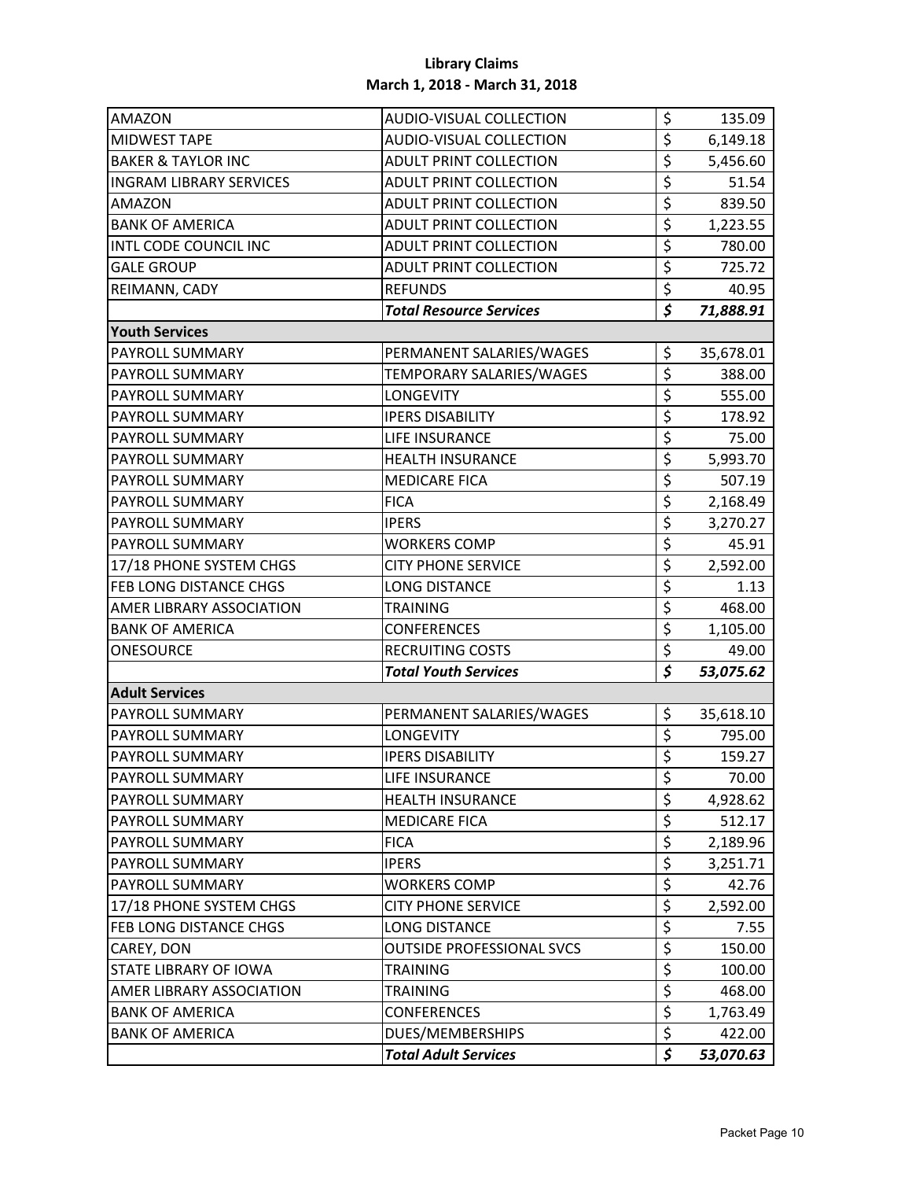## Library Claims
## March 1, 2018 - March 31, 2018

| | | |
|---|---|---|
| AMAZON | AUDIO-VISUAL COLLECTION | $ 135.09 |
| MIDWEST TAPE | AUDIO-VISUAL COLLECTION | $ 6,149.18 |
| BAKER & TAYLOR INC | ADULT PRINT COLLECTION | $ 5,456.60 |
| INGRAM LIBRARY SERVICES | ADULT PRINT COLLECTION | $ 51.54 |
| AMAZON | ADULT PRINT COLLECTION | $ 839.50 |
| BANK OF AMERICA | ADULT PRINT COLLECTION | $ 1,223.55 |
| INTL CODE COUNCIL INC | ADULT PRINT COLLECTION | $ 780.00 |
| GALE GROUP | ADULT PRINT COLLECTION | $ 725.72 |
| REIMANN, CADY | REFUNDS | $ 40.95 |
| | ***Total Resource Services*** | ***$ 71,888.91*** |
| **Youth Services** | | |
| PAYROLL SUMMARY | PERMANENT SALARIES/WAGES | $ 35,678.01 |
| PAYROLL SUMMARY | TEMPORARY SALARIES/WAGES | $ 388.00 |
| PAYROLL SUMMARY | LONGEVITY | $ 555.00 |
| PAYROLL SUMMARY | IPERS DISABILITY | $ 178.92 |
| PAYROLL SUMMARY | LIFE INSURANCE | $ 75.00 |
| PAYROLL SUMMARY | HEALTH INSURANCE | $ 5,993.70 |
| PAYROLL SUMMARY | MEDICARE FICA | $ 507.19 |
| PAYROLL SUMMARY | FICA | $ 2,168.49 |
| PAYROLL SUMMARY | IPERS | $ 3,270.27 |
| PAYROLL SUMMARY | WORKERS COMP | $ 45.91 |
| 17/18 PHONE SYSTEM CHGS | CITY PHONE SERVICE | $ 2,592.00 |
| FEB LONG DISTANCE CHGS | LONG DISTANCE | $ 1.13 |
| AMER LIBRARY ASSOCIATION | TRAINING | $ 468.00 |
| BANK OF AMERICA | CONFERENCES | $ 1,105.00 |
| ONESOURCE | RECRUITING COSTS | $ 49.00 |
| | ***Total Youth Services*** | ***$ 53,075.62*** |
| **Adult Services** | | |
| PAYROLL SUMMARY | PERMANENT SALARIES/WAGES | $ 35,618.10 |
| PAYROLL SUMMARY | LONGEVITY | $ 795.00 |
| PAYROLL SUMMARY | IPERS DISABILITY | $ 159.27 |
| PAYROLL SUMMARY | LIFE INSURANCE | $ 70.00 |
| PAYROLL SUMMARY | HEALTH INSURANCE | $ 4,928.62 |
| PAYROLL SUMMARY | MEDICARE FICA | $ 512.17 |
| PAYROLL SUMMARY | FICA | $ 2,189.96 |
| PAYROLL SUMMARY | IPERS | $ 3,251.71 |
| PAYROLL SUMMARY | WORKERS COMP | $ 42.76 |
| 17/18 PHONE SYSTEM CHGS | CITY PHONE SERVICE | $ 2,592.00 |
| FEB LONG DISTANCE CHGS | LONG DISTANCE | $ 7.55 |
| CAREY, DON | OUTSIDE PROFESSIONAL SVCS | $ 150.00 |
| STATE LIBRARY OF IOWA | TRAINING | $ 100.00 |
| AMER LIBRARY ASSOCIATION | TRAINING | $ 468.00 |
| BANK OF AMERICA | CONFERENCES | $ 1,763.49 |
| BANK OF AMERICA | DUES/MEMBERSHIPS | $ 422.00 |
| | ***Total Adult Services*** | ***$ 53,070.63*** |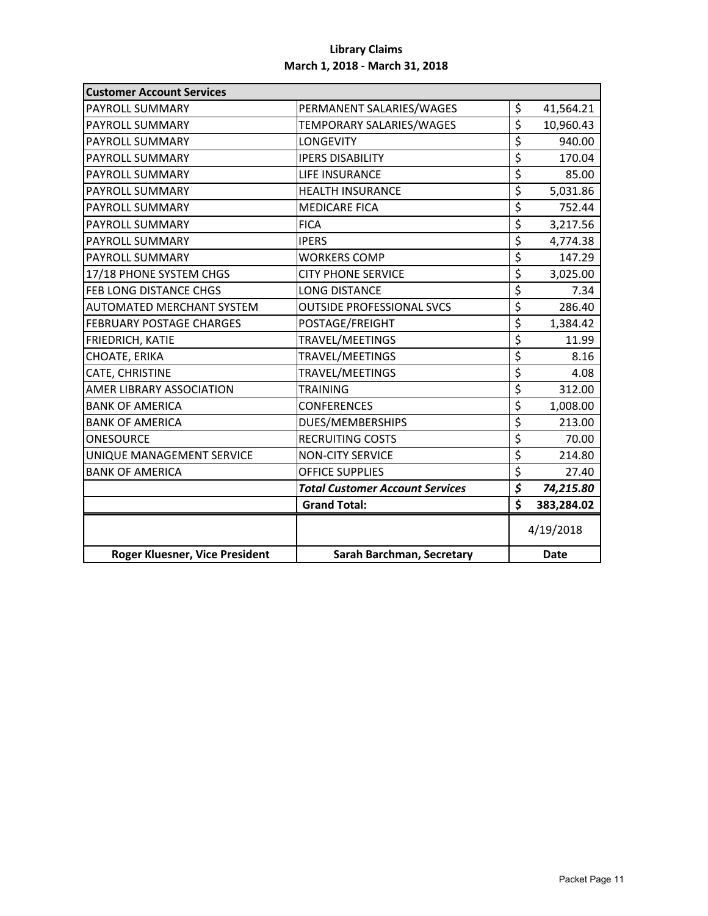**Library Claims**

**March 1, 2018 - March 31, 2018**

| **Customer Account Services** | | |
|---|---|---|
| PAYROLL SUMMARY | PERMANENT SALARIES/WAGES | $ 41,564.21 |
| PAYROLL SUMMARY | TEMPORARY SALARIES/WAGES | $ 10,960.43 |
| PAYROLL SUMMARY | LONGEVITY | $ 940.00 |
| PAYROLL SUMMARY | IPERS DISABILITY | $ 170.04 |
| PAYROLL SUMMARY | LIFE INSURANCE | $ 85.00 |
| PAYROLL SUMMARY | HEALTH INSURANCE | $ 5,031.86 |
| PAYROLL SUMMARY | MEDICARE FICA | $ 752.44 |
| PAYROLL SUMMARY | FICA | $ 3,217.56 |
| PAYROLL SUMMARY | IPERS | $ 4,774.38 |
| PAYROLL SUMMARY | WORKERS COMP | $ 147.29 |
| 17/18 PHONE SYSTEM CHGS | CITY PHONE SERVICE | $ 3,025.00 |
| FEB LONG DISTANCE CHGS | LONG DISTANCE | $ 7.34 |
| AUTOMATED MERCHANT SYSTEM | OUTSIDE PROFESSIONAL SVCS | $ 286.40 |
| FEBRUARY POSTAGE CHARGES | POSTAGE/FREIGHT | $ 1,384.42 |
| FRIEDRICH, KATIE | TRAVEL/MEETINGS | $ 11.99 |
| CHOATE, ERIKA | TRAVEL/MEETINGS | $ 8.16 |
| CATE, CHRISTINE | TRAVEL/MEETINGS | $ 4.08 |
| AMER LIBRARY ASSOCIATION | TRAINING | $ 312.00 |
| BANK OF AMERICA | CONFERENCES | $ 1,008.00 |
| BANK OF AMERICA | DUES/MEMBERSHIPS | $ 213.00 |
| ONESOURCE | RECRUITING COSTS | $ 70.00 |
| UNIQUE MANAGEMENT SERVICE | NON-CITY SERVICE | $ 214.80 |
| BANK OF AMERICA | OFFICE SUPPLIES | $ 27.40 |
| | ***Total Customer Account Services*** | ***$ 74,215.80*** |
| | **Grand Total:** | **$ 383,284.02** |
| | | 4/19/2018 |
| **Roger Kluesner, Vice President** | **Sarah Barchman, Secretary** | **Date** |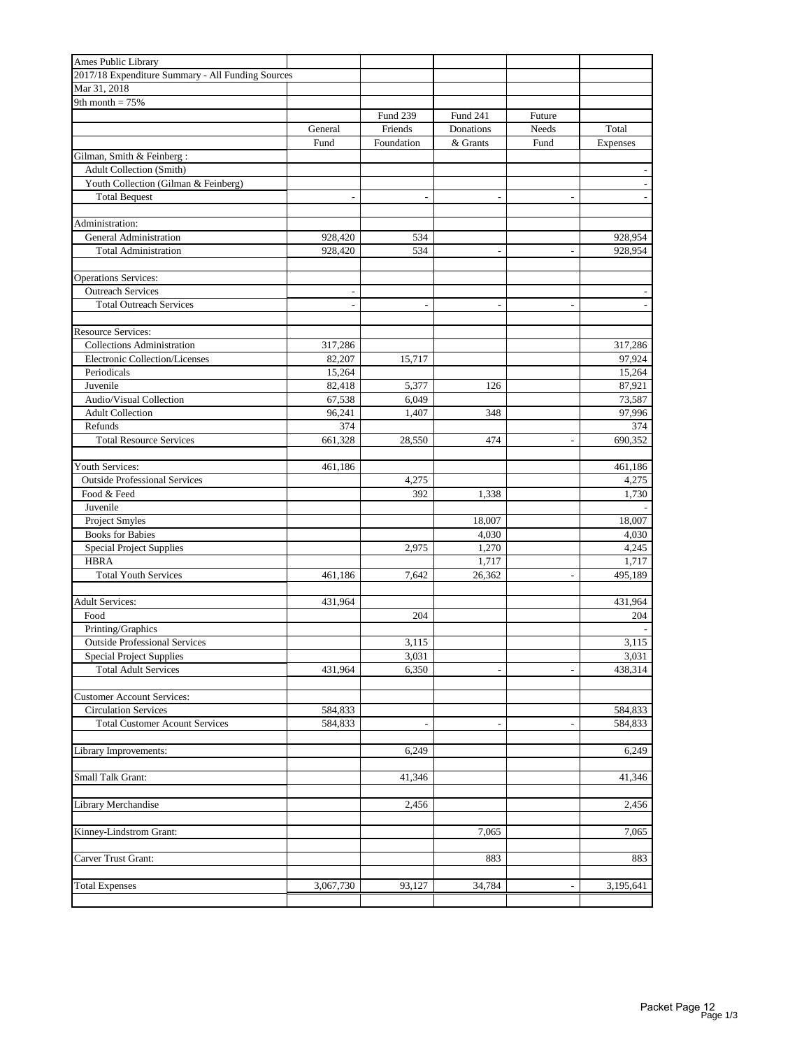Ames Public Library
2017/18 Expenditure Summary - All Funding Sources
Mar 31, 2018
9th month = 75%

| | General Fund | Fund 239 Friends Foundation | Fund 241 Donations & Grants | Future Needs Fund | Total Expenses |
|---|---|---|---|---|---|
| Gilman, Smith & Feinberg : | | | | | |
| Adult Collection (Smith) | | | | | - |
| Youth Collection (Gilman & Feinberg) | | | | | - |
| Total Bequest | - | - | - | - | - |
| | | | | | |
| Administration: | | | | | |
| General Administration | 928,420 | 534 | | | 928,954 |
| Total Administration | 928,420 | 534 | - | - | 928,954 |
| | | | | | |
| Operations Services: | | | | | |
| Outreach Services | - | | | | - |
| Total Outreach Services | - | - | - | - | - |
| | | | | | |
| Resource Services: | | | | | |
| Collections Administration | 317,286 | | | | 317,286 |
| Electronic Collection/Licenses | 82,207 | 15,717 | | | 97,924 |
| Periodicals | 15,264 | | | | 15,264 |
| Juvenile | 82,418 | 5,377 | 126 | | 87,921 |
| Audio/Visual Collection | 67,538 | 6,049 | | | 73,587 |
| Adult Collection | 96,241 | 1,407 | 348 | | 97,996 |
| Refunds | 374 | | | | 374 |
| Total Resource Services | 661,328 | 28,550 | 474 | - | 690,352 |
| | | | | | |
| Youth Services: | 461,186 | | | | 461,186 |
| Outside Professional Services | | 4,275 | | | 4,275 |
| Food & Feed | | 392 | 1,338 | | 1,730 |
| Juvenile | | | | | - |
| Project Smyles | | | 18,007 | | 18,007 |
| Books for Babies | | | 4,030 | | 4,030 |
| Special Project Supplies | | 2,975 | 1,270 | | 4,245 |
| HBRA | | | 1,717 | | 1,717 |
| Total Youth Services | 461,186 | 7,642 | 26,362 | - | 495,189 |
| | | | | | |
| Adult Services: | 431,964 | | | | 431,964 |
| Food | | 204 | | | 204 |
| Printing/Graphics | | | | | - |
| Outside Professional Services | | 3,115 | | | 3,115 |
| Special Project Supplies | | 3,031 | | | 3,031 |
| Total Adult Services | 431,964 | 6,350 | - | - | 438,314 |
| | | | | | |
| Customer Account Services: | | | | | |
| Circulation Services | 584,833 | | | | 584,833 |
| Total Customer Acount Services | 584,833 | - | - | - | 584,833 |
| | | | | | |
| Library Improvements: | | 6,249 | | | 6,249 |
| | | | | | |
| Small Talk Grant: | | 41,346 | | | 41,346 |
| | | | | | |
| Library Merchandise | | 2,456 | | | 2,456 |
| | | | | | |
| Kinney-Lindstrom Grant: | | | 7,065 | | 7,065 |
| | | | | | |
| Carver Trust Grant: | | | 883 | | 883 |
| | | | | | |
| Total Expenses | 3,067,730 | 93,127 | 34,784 | - | 3,195,641 |

Packet Page 12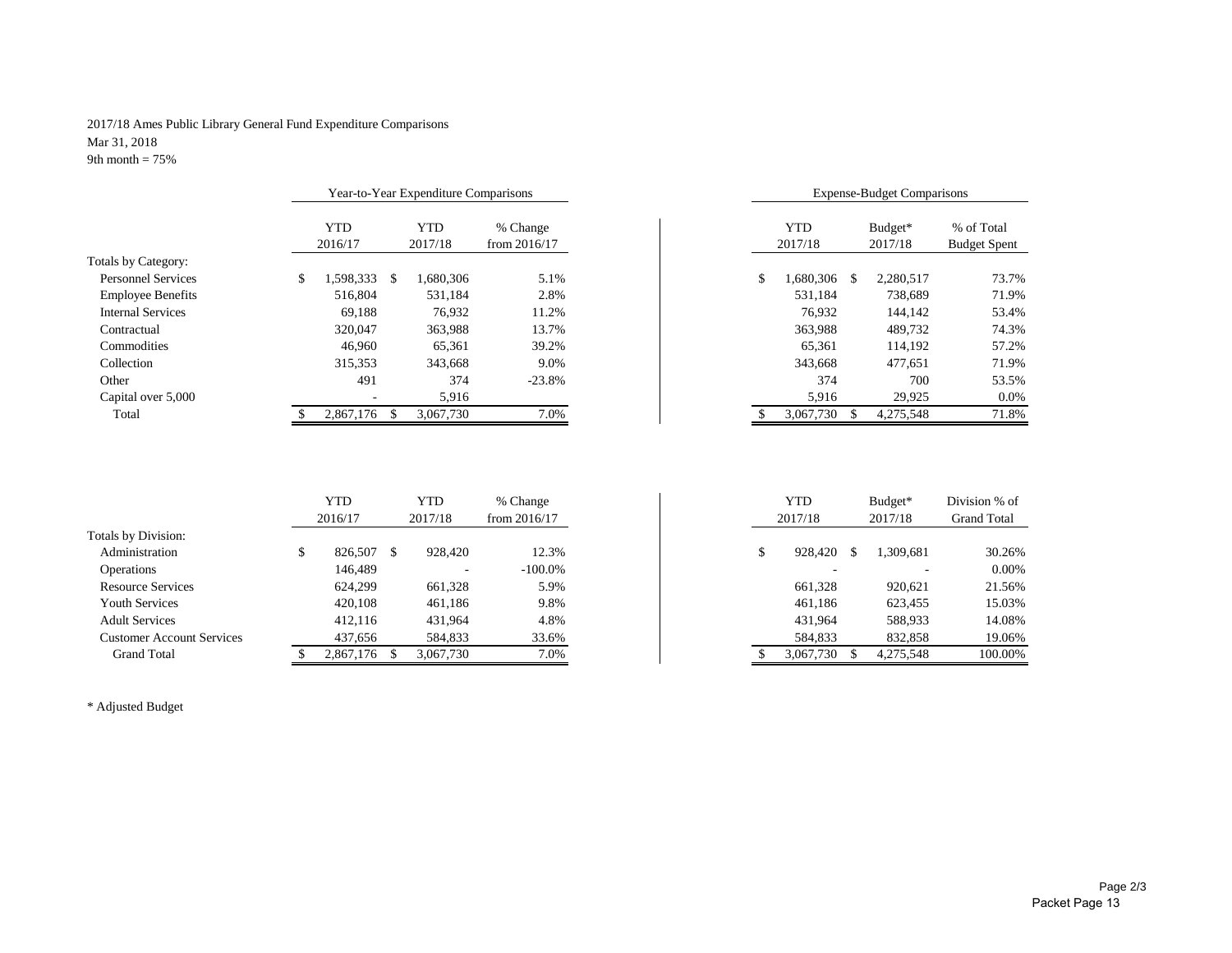2017/18 Ames Public Library General Fund Expenditure Comparisons
Mar 31, 2018
9th month = 75%

| | Year-to-Year Expenditure Comparisons | | | Expense-Budget Comparisons | | |
|---|---|---|---|---|---|---|
| | YTD 2016/17 | YTD 2017/18 | % Change from 2016/17 | YTD 2017/18 | Budget* 2017/18 | % of Total Budget Spent |
| Totals by Category: | | | | | | |
| Personnel Services | $ 1,598,333 | $ 1,680,306 | 5.1% | $ 1,680,306 | $ 2,280,517 | 73.7% |
| Employee Benefits | 516,804 | 531,184 | 2.8% | 531,184 | 738,689 | 71.9% |
| Internal Services | 69,188 | 76,932 | 11.2% | 76,932 | 144,142 | 53.4% |
| Contractual | 320,047 | 363,988 | 13.7% | 363,988 | 489,732 | 74.3% |
| Commodities | 46,960 | 65,361 | 39.2% | 65,361 | 114,192 | 57.2% |
| Collection | 315,353 | 343,668 | 9.0% | 343,668 | 477,651 | 71.9% |
| Other | 491 | 374 | -23.8% | 374 | 700 | 53.5% |
| Capital over 5,000 | - | 5,916 | | 5,916 | 29,925 | 0.0% |
| Total | $ 2,867,176 | $ 3,067,730 | 7.0% | $ 3,067,730 | $ 4,275,548 | 71.8% |

| | YTD 2016/17 | YTD 2017/18 | % Change from 2016/17 | YTD 2017/18 | Budget* 2017/18 | Division % of Grand Total |
|---|---|---|---|---|---|---|
| Totals by Division: | | | | | | |
| Administration | $ 826,507 | $ 928,420 | 12.3% | $ 928,420 | $ 1,309,681 | 30.26% |
| Operations | 146,489 | - | -100.0% | - | - | 0.00% |
| Resource Services | 624,299 | 661,328 | 5.9% | 661,328 | 920,621 | 21.56% |
| Youth Services | 420,108 | 461,186 | 9.8% | 461,186 | 623,455 | 15.03% |
| Adult Services | 412,116 | 431,964 | 4.8% | 431,964 | 588,933 | 14.08% |
| Customer Account Services | 437,656 | 584,833 | 33.6% | 584,833 | 832,858 | 19.06% |
| Grand Total | $ 2,867,176 | $ 3,067,730 | 7.0% | $ 3,067,730 | $ 4,275,548 | 100.00% |

* Adjusted Budget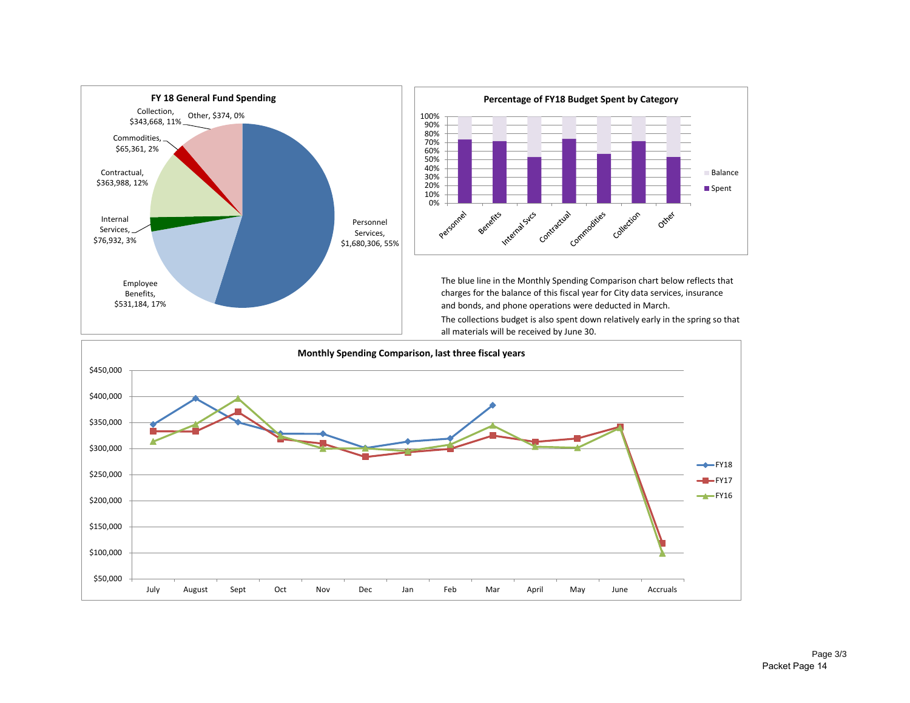**FY 18 General Fund Spending**

- Personnel Services, $1,680,306, 55%
- Employee Benefits, $531,184, 17%
- Internal Services, $76,932, 3%
- Contractual, $363,988, 12%
- Commodities, $65,361, 2%
- Collection, $343,668, 11%
- Other, $374, 0%

**Percentage of FY18 Budget Spent by Category**

Categories: Personnel, Benefits, Internal Svcs, Contractual, Commodities, Collection, Other

Legend: Balance, Spent

The blue line in the Monthly Spending Comparison chart below reflects that charges for the balance of this fiscal year for City data services, insurance and bonds, and phone operations were deducted in March.

The collections budget is also spent down relatively early in the spring so that all materials will be received by June 30.

**Monthly Spending Comparison, last three fiscal years**

Months: July, August, Sept, Oct, Nov, Dec, Jan, Feb, Mar, April, May, June, Accruals

Legend: FY18, FY17, FY16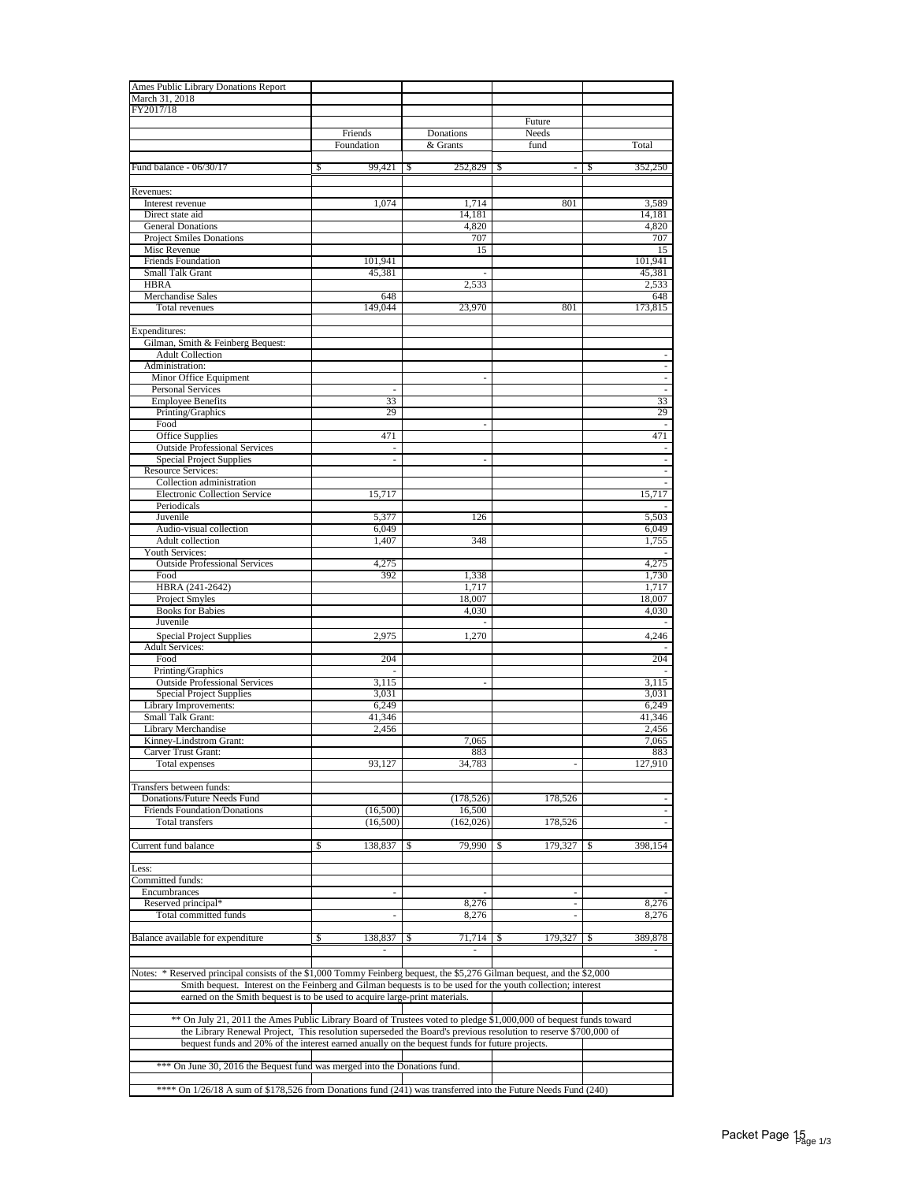| Ames Public Library Donations Report<br>March 31, 2018<br>FY2017/18 | | | | |
|---|---|---|---|---|
| | Friends Foundation | Donations & Grants | Future Needs fund | Total |
| Fund balance - 06/30/17 | $ 99,421 | $ 252,829 | $ - | $ 352,250 |
| Revenues: | | | | |
| Interest revenue | 1,074 | 1,714 | 801 | 3,589 |
| Direct state aid | | 14,181 | | 14,181 |
| General Donations | | 4,820 | | 4,820 |
| Project Smiles Donations | | 707 | | 707 |
| Misc Revenue | | 15 | | 15 |
| Friends Foundation | 101,941 | | | 101,941 |
| Small Talk Grant | 45,381 | - | | 45,381 |
| HBRA | | 2,533 | | 2,533 |
| Merchandise Sales | 648 | | | 648 |
| Total revenues | 149,044 | 23,970 | 801 | 173,815 |
| Expenditures: | | | | |
| Gilman, Smith & Feinberg Bequest: | | | | |
| Adult Collection | | | | - |
| Administration: | | | | - |
| Minor Office Equipment | | - | | - |
| Personal Services | - | | | - |
| Employee Benefits | 33 | | | 33 |
| Printing/Graphics | 29 | | | 29 |
| Food | | - | | - |
| Office Supplies | 471 | | | 471 |
| Outside Professional Services | - | | | - |
| Special Project Supplies | - | - | | - |
| Resource Services: | | | | - |
| Collection administration | | | | - |
| Electronic Collection Service | 15,717 | | | 15,717 |
| Periodicals | | | | - |
| Juvenile | 5,377 | 126 | | 5,503 |
| Audio-visual collection | 6,049 | | | 6,049 |
| Adult collection | 1,407 | 348 | | 1,755 |
| Youth Services: | | | | - |
| Outside Professional Services | 4,275 | | | 4,275 |
| Food | 392 | 1,338 | | 1,730 |
| HBRA (241-2642) | | 1,717 | | 1,717 |
| Project Smyles | | 18,007 | | 18,007 |
| Books for Babies | | 4,030 | | 4,030 |
| Juvenile | | - | | - |
| Special Project Supplies | 2,975 | 1,270 | | 4,246 |
| Adult Services: | | | | - |
| Food | 204 | | | 204 |
| Printing/Graphics | - | | | - |
| Outside Professional Services | 3,115 | - | | 3,115 |
| Special Project Supplies | 3,031 | | | 3,031 |
| Library Improvements: | 6,249 | | | 6,249 |
| Small Talk Grant: | 41,346 | | | 41,346 |
| Library Merchandise | 2,456 | | | 2,456 |
| Kinney-Lindstrom Grant: | | 7,065 | | 7,065 |
| Carver Trust Grant: | | 883 | | 883 |
| Total expenses | 93,127 | 34,783 | - | 127,910 |
| Transfers between funds: | | | | |
| Donations/Future Needs Fund | | (178,526) | 178,526 | - |
| Friends Foundation/Donations | (16,500) | 16,500 | | - |
| Total transfers | (16,500) | (162,026) | 178,526 | - |
| Current fund balance | $ 138,837 | $ 79,990 | $ 179,327 | $ 398,154 |
| Less: | | | | |
| Committed funds: | | | | |
| Encumbrances | - | - | - | - |
| Reserved principal* | | 8,276 | - | 8,276 |
| Total committed funds | - | 8,276 | - | 8,276 |
| Balance available for expenditure | $ 138,837 | $ 71,714 | $ 179,327 | $ 389,878 |
| | - | - | | - |

Notes: * Reserved principal consists of the $1,000 Tommy Feinberg bequest, the $5,276 Gilman bequest, and the $2,000 Smith bequest. Interest on the Feinberg and Gilman bequests is to be used for the youth collection; interest earned on the Smith bequest is to be used to acquire large-print materials.

** On July 21, 2011 the Ames Public Library Board of Trustees voted to pledge $1,000,000 of bequest funds toward the Library Renewal Project, This resolution superseded the Board's previous resolution to reserve $700,000 of bequest funds and 20% of the interest earned anually on the bequest funds for future projects.

*** On June 30, 2016 the Bequest fund was merged into the Donations fund.

**** On 1/26/18 A sum of $178,526 from Donations fund (241) was transferred into the Future Needs Fund (240)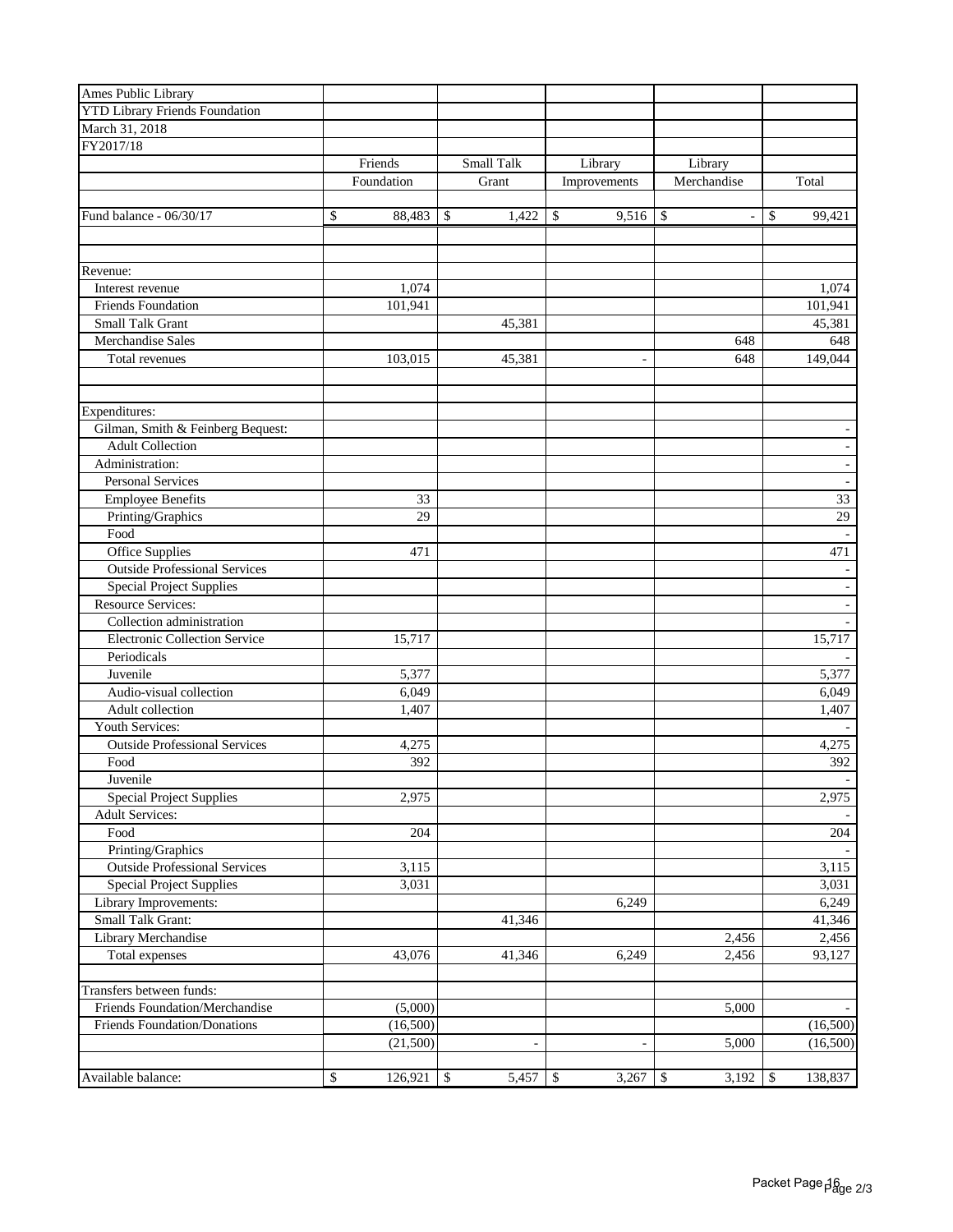| Ames Public Library | | | | | |
|---|---|---|---|---|---|
| YTD Library Friends Foundation | | | | | |
| March 31, 2018 | | | | | |
| FY2017/18 | | | | | |
| | Friends | Small Talk | Library | Library | |
| | Foundation | Grant | Improvements | Merchandise | Total |
| | | | | | |
| Fund balance - 06/30/17 | $ 88,483 | $ 1,422 | $ 9,516 | $ - | $ 99,421 |
| | | | | | |
| Revenue: | | | | | |
| Interest revenue | 1,074 | | | | 1,074 |
| Friends Foundation | 101,941 | | | | 101,941 |
| Small Talk Grant | | 45,381 | | | 45,381 |
| Merchandise Sales | | | | 648 | 648 |
| Total revenues | 103,015 | 45,381 | - | 648 | 149,044 |
| | | | | | |
| Expenditures: | | | | | |
| Gilman, Smith & Feinberg Bequest: | | | | | - |
| Adult Collection | | | | | - |
| Administration: | | | | | - |
| Personal Services | | | | | - |
| Employee Benefits | 33 | | | | 33 |
| Printing/Graphics | 29 | | | | 29 |
| Food | | | | | - |
| Office Supplies | 471 | | | | 471 |
| Outside Professional Services | | | | | - |
| Special Project Supplies | | | | | - |
| Resource Services: | | | | | - |
| Collection administration | | | | | - |
| Electronic Collection Service | 15,717 | | | | 15,717 |
| Periodicals | | | | | - |
| Juvenile | 5,377 | | | | 5,377 |
| Audio-visual collection | 6,049 | | | | 6,049 |
| Adult collection | 1,407 | | | | 1,407 |
| Youth Services: | | | | | - |
| Outside Professional Services | 4,275 | | | | 4,275 |
| Food | 392 | | | | 392 |
| Juvenile | | | | | - |
| Special Project Supplies | 2,975 | | | | 2,975 |
| Adult Services: | | | | | - |
| Food | 204 | | | | 204 |
| Printing/Graphics | | | | | - |
| Outside Professional Services | 3,115 | | | | 3,115 |
| Special Project Supplies | 3,031 | | | | 3,031 |
| Library Improvements: | | | 6,249 | | 6,249 |
| Small Talk Grant: | | 41,346 | | | 41,346 |
| Library Merchandise | | | | 2,456 | 2,456 |
| Total expenses | 43,076 | 41,346 | 6,249 | 2,456 | 93,127 |
| | | | | | |
| Transfers between funds: | | | | | |
| Friends Foundation/Merchandise | (5,000) | | | 5,000 | - |
| Friends Foundation/Donations | (16,500) | | | | (16,500) |
| | (21,500) | - | - | 5,000 | (16,500) |
| | | | | | |
| Available balance: | $ 126,921 | $ 5,457 | $ 3,267 | $ 3,192 | $ 138,837 |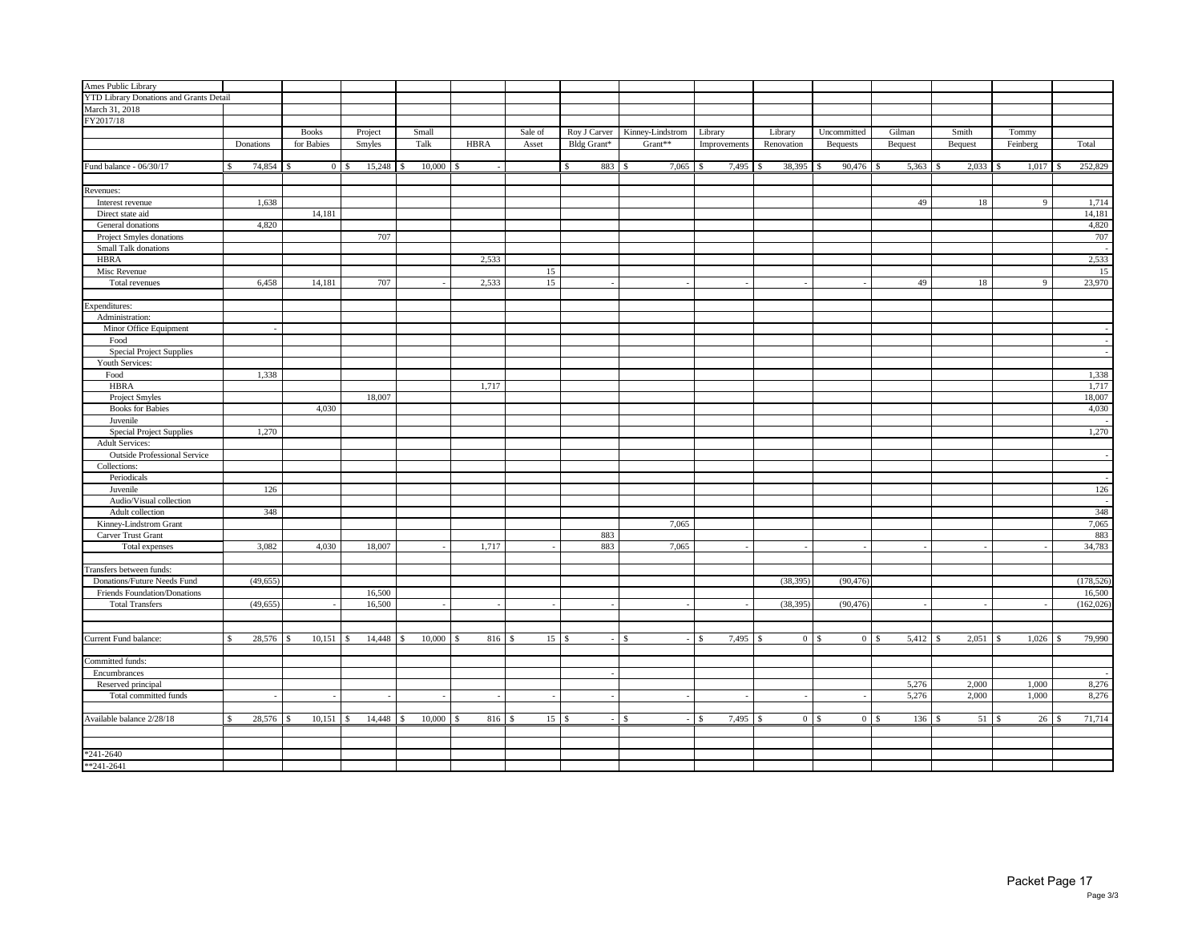Ames Public Library
YTD Library Donations and Grants Detail
March 31, 2018
FY2017/18

| | Donations | Books for Babies | Project Smyles | Small Talk | HBRA | Sale of Asset | Roy J Carver Bldg Grant* | Kinney-Lindstrom Grant** | Library Improvements | Library Renovation | Uncommitted Bequests | Gilman Bequest | Smith Bequest | Tommy Feinberg | Total |
|---|---|---|---|---|---|---|---|---|---|---|---|---|---|---|---|
| Fund balance - 06/30/17 | $ 74,854 | $ 0 | $ 15,248 | $ 10,000 | $ - | | $ 883 | $ 7,065 | $ 7,495 | $ 38,395 | $ 90,476 | $ 5,363 | $ 2,033 | $ 1,017 | $ 252,829 |
| Revenues: | | | | | | | | | | | | | | | |
| Interest revenue | 1,638 | | | | | | | | | | | 49 | 18 | 9 | 1,714 |
| Direct state aid | | 14,181 | | | | | | | | | | | | | 14,181 |
| General donations | 4,820 | | | | | | | | | | | | | | 4,820 |
| Project Smyles donations | | | 707 | | | | | | | | | | | | 707 |
| Small Talk donations | | | | | | | | | | | | | | | - |
| HBRA | | | | | 2,533 | | | | | | | | | | 2,533 |
| Misc Revenue | | | | | | 15 | | | | | | | | | 15 |
| Total revenues | 6,458 | 14,181 | 707 | - | 2,533 | 15 | - | - | - | - | - | 49 | 18 | 9 | 23,970 |
| Expenditures: | | | | | | | | | | | | | | | |
| Administration: | | | | | | | | | | | | | | | |
| Minor Office Equipment | - | | | | | | | | | | | | | | - |
| Food | | | | | | | | | | | | | | | - |
| Special Project Supplies | | | | | | | | | | | | | | | - |
| Youth Services: | | | | | | | | | | | | | | | |
| Food | 1,338 | | | | | | | | | | | | | | 1,338 |
| HBRA | | | | | 1,717 | | | | | | | | | | 1,717 |
| Project Smyles | | | 18,007 | | | | | | | | | | | | 18,007 |
| Books for Babies | | 4,030 | | | | | | | | | | | | | 4,030 |
| Juvenile | | | | | | | | | | | | | | | - |
| Special Project Supplies | 1,270 | | | | | | | | | | | | | | 1,270 |
| Adult Services: | | | | | | | | | | | | | | | |
| Outside Professional Service | | | | | | | | | | | | | | | - |
| Collections: | | | | | | | | | | | | | | | |
| Periodicals | | | | | | | | | | | | | | | - |
| Juvenile | 126 | | | | | | | | | | | | | | 126 |
| Audio/Visual collection | | | | | | | | | | | | | | | - |
| Adult collection | 348 | | | | | | | | | | | | | | 348 |
| Kinney-Lindstrom Grant | | | | | | | | 7,065 | | | | | | | 7,065 |
| Carver Trust Grant | | | | | | | 883 | | | | | | | | 883 |
| Total expenses | 3,082 | 4,030 | 18,007 | - | 1,717 | - | 883 | 7,065 | - | - | - | - | - | - | 34,783 |
| Transfers between funds: | | | | | | | | | | | | | | | |
| Donations/Future Needs Fund | (49,655) | | | | | | | | | (38,395) | (90,476) | | | | (178,526) |
| Friends Foundation/Donations | | | 16,500 | | | | | | | | | | | | 16,500 |
| Total Transfers | (49,655) | - | 16,500 | - | - | - | - | - | - | (38,395) | (90,476) | - | - | - | (162,026) |
| Current Fund balance: | $ 28,576 | $ 10,151 | $ 14,448 | $ 10,000 | $ 816 | $ 15 | $ - | $ - | $ 7,495 | $ 0 | $ 0 | $ 5,412 | $ 2,051 | $ 1,026 | $ 79,990 |
| Committed funds: | | | | | | | | | | | | | | | |
| Encumbrances | | | | | | | - | | | | | | | | - |
| Reserved principal | | | | | | | | | | | | 5,276 | 2,000 | 1,000 | 8,276 |
| Total committed funds | - | - | - | - | - | - | - | - | - | - | - | 5,276 | 2,000 | 1,000 | 8,276 |
| Available balance 2/28/18 | $ 28,576 | $ 10,151 | $ 14,448 | $ 10,000 | $ 816 | $ 15 | $ - | $ - | $ 7,495 | $ 0 | $ 0 | $ 136 | $ 51 | $ 26 | $ 71,714 |

*241-2640
**241-2641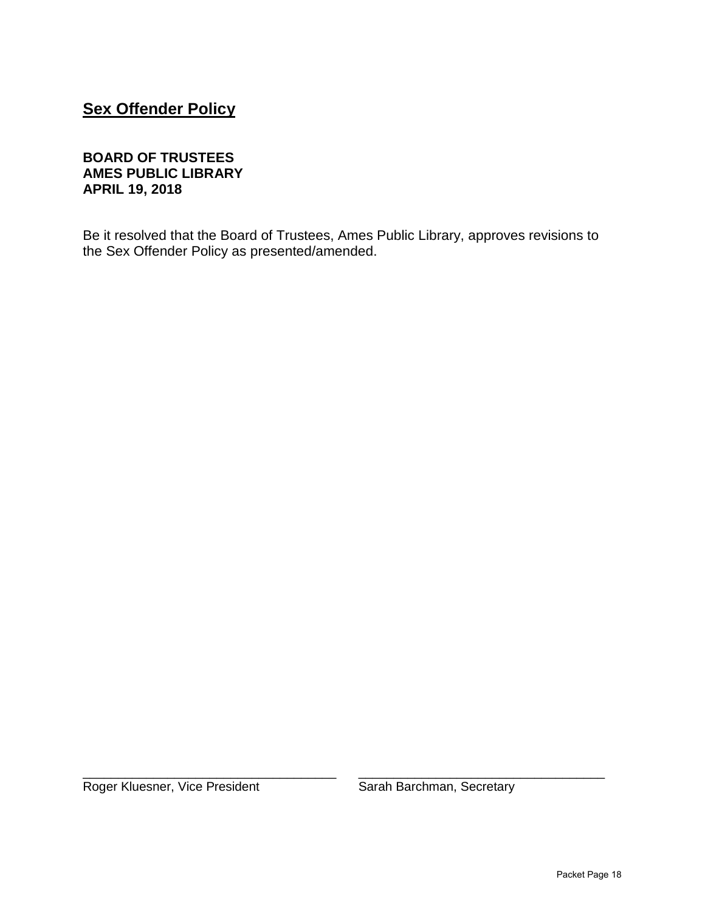## Sex Offender Policy

**BOARD OF TRUSTEES**
**AMES PUBLIC LIBRARY**
**APRIL 19, 2018**

Be it resolved that the Board of Trustees, Ames Public Library, approves revisions to the Sex Offender Policy as presented/amended.

\_\_\_\_\_\_\_\_\_\_\_\_\_\_\_\_\_\_\_\_\_\_\_\_\_\_\_\_\_\_\_\_\_\_\_\_
Roger Kluesner, Vice President

\_\_\_\_\_\_\_\_\_\_\_\_\_\_\_\_\_\_\_\_\_\_\_\_\_\_\_\_\_\_\_\_\_\_\_\_
Sarah Barchman, Secretary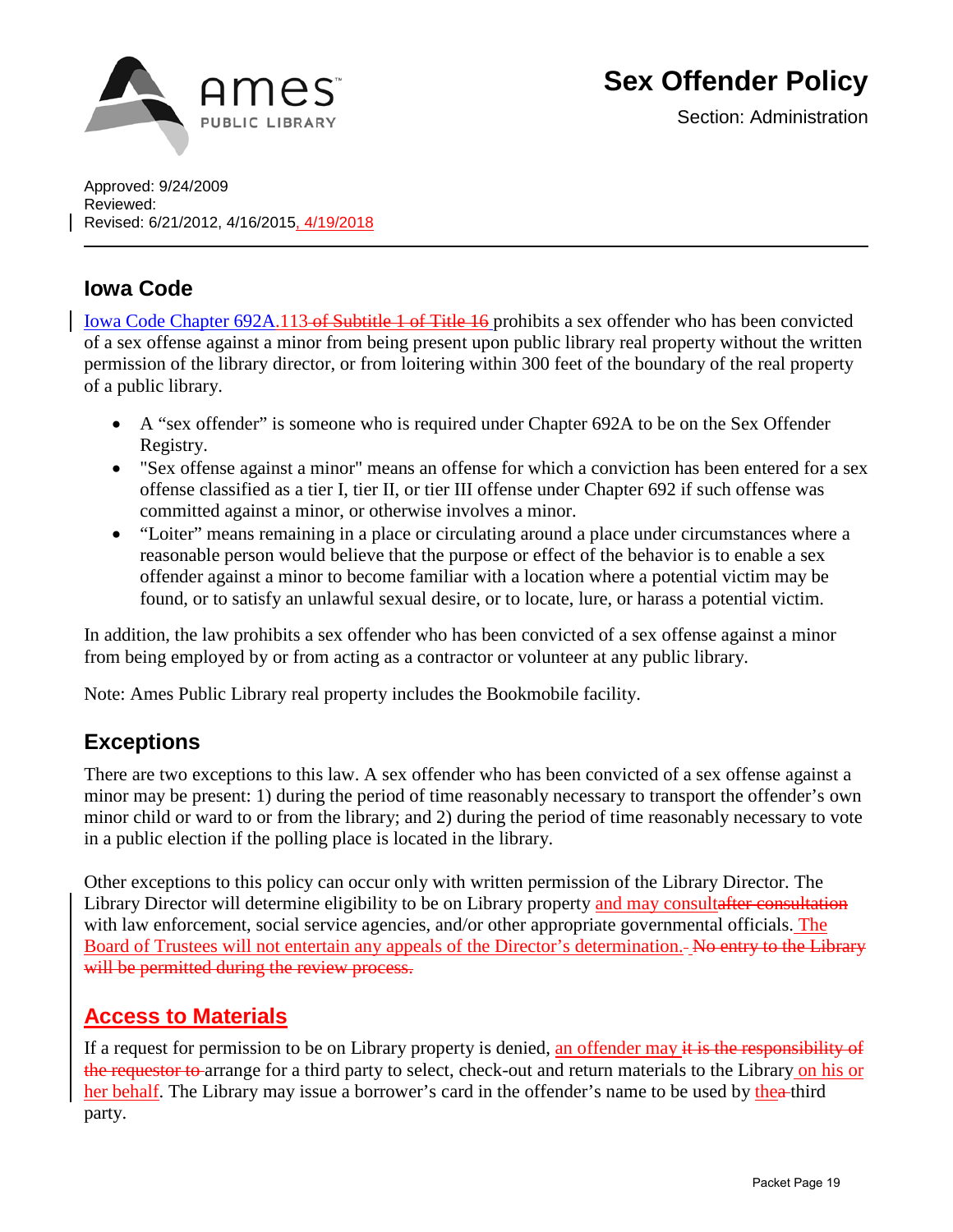Ames Public Library

# Sex Offender Policy

Section: Administration

Approved: 9/24/2009
Reviewed:
Revised: 6/21/2012, 4/16/2015, 4/19/2018

## Iowa Code

Iowa Code Chapter 692A.113 ~~of Subtitle 1 of Title 16~~ prohibits a sex offender who has been convicted of a sex offense against a minor from being present upon public library real property without the written permission of the library director, or from loitering within 300 feet of the boundary of the real property of a public library.

- A "sex offender" is someone who is required under Chapter 692A to be on the Sex Offender Registry.
- "Sex offense against a minor" means an offense for which a conviction has been entered for a sex offense classified as a tier I, tier II, or tier III offense under Chapter 692 if such offense was committed against a minor, or otherwise involves a minor.
- "Loiter" means remaining in a place or circulating around a place under circumstances where a reasonable person would believe that the purpose or effect of the behavior is to enable a sex offender against a minor to become familiar with a location where a potential victim may be found, or to satisfy an unlawful sexual desire, or to locate, lure, or harass a potential victim.

In addition, the law prohibits a sex offender who has been convicted of a sex offense against a minor from being employed by or from acting as a contractor or volunteer at any public library.

Note: Ames Public Library real property includes the Bookmobile facility.

## Exceptions

There are two exceptions to this law. A sex offender who has been convicted of a sex offense against a minor may be present: 1) during the period of time reasonably necessary to transport the offender's own minor child or ward to or from the library; and 2) during the period of time reasonably necessary to vote in a public election if the polling place is located in the library.

Other exceptions to this policy can occur only with written permission of the Library Director. The Library Director will determine eligibility to be on Library property and may consult~~after consultation~~ with law enforcement, social service agencies, and/or other appropriate governmental officials. The Board of Trustees will not entertain any appeals of the Director's determination. ~~No entry to the Library will be permitted during the review process.~~

## Access to Materials

If a request for permission to be on Library property is denied, an offender may ~~it is the responsibility of the requestor to~~ arrange for a third party to select, check-out and return materials to the Library on his or her behalf. The Library may issue a borrower's card in the offender's name to be used by the~~a~~ third party.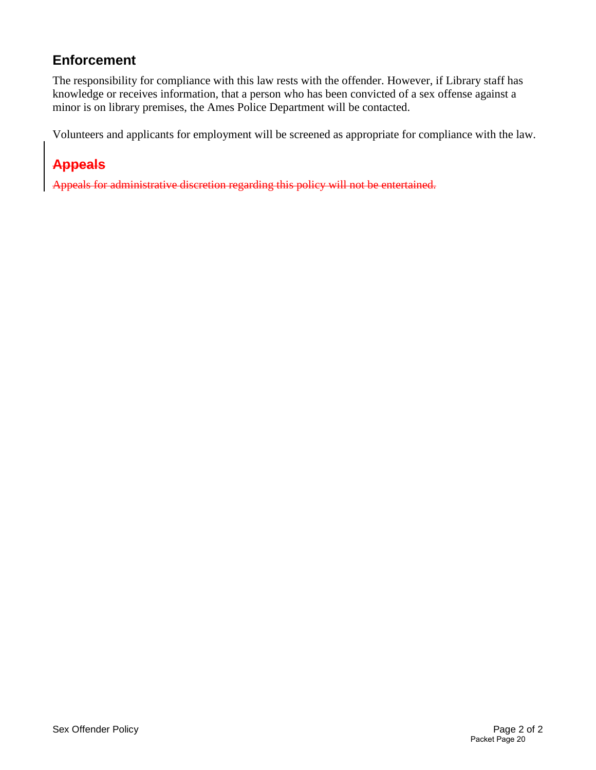## Enforcement

The responsibility for compliance with this law rests with the offender. However, if Library staff has knowledge or receives information, that a person who has been convicted of a sex offense against a minor is on library premises, the Ames Police Department will be contacted.

Volunteers and applicants for employment will be screened as appropriate for compliance with the law.

## ~~Appeals~~

~~Appeals for administrative discretion regarding this policy will not be entertained.~~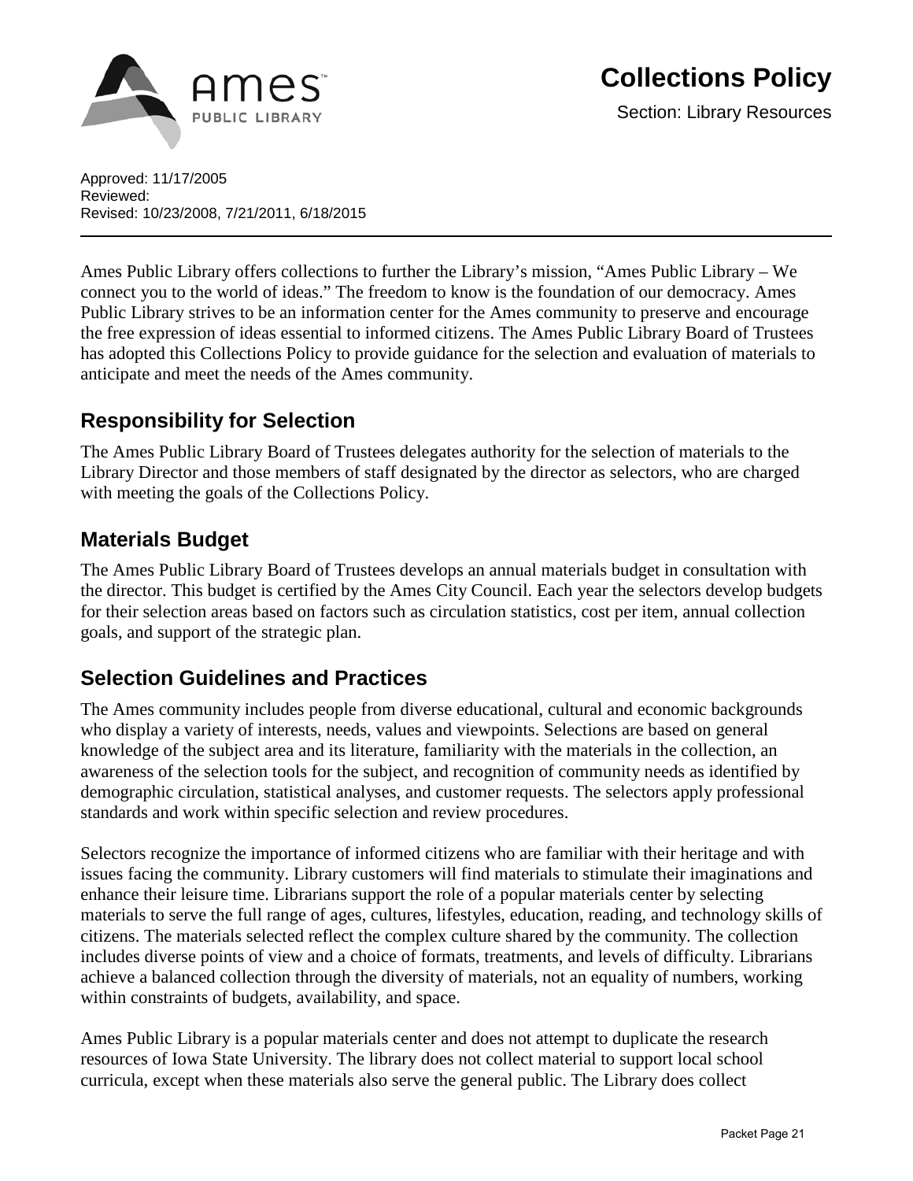# Collections Policy

Section: Library Resources

Approved: 11/17/2005
Reviewed:
Revised: 10/23/2008, 7/21/2011, 6/18/2015

---

Ames Public Library offers collections to further the Library's mission, "Ames Public Library – We connect you to the world of ideas." The freedom to know is the foundation of our democracy. Ames Public Library strives to be an information center for the Ames community to preserve and encourage the free expression of ideas essential to informed citizens. The Ames Public Library Board of Trustees has adopted this Collections Policy to provide guidance for the selection and evaluation of materials to anticipate and meet the needs of the Ames community.

## Responsibility for Selection

The Ames Public Library Board of Trustees delegates authority for the selection of materials to the Library Director and those members of staff designated by the director as selectors, who are charged with meeting the goals of the Collections Policy.

## Materials Budget

The Ames Public Library Board of Trustees develops an annual materials budget in consultation with the director. This budget is certified by the Ames City Council. Each year the selectors develop budgets for their selection areas based on factors such as circulation statistics, cost per item, annual collection goals, and support of the strategic plan.

## Selection Guidelines and Practices

The Ames community includes people from diverse educational, cultural and economic backgrounds who display a variety of interests, needs, values and viewpoints. Selections are based on general knowledge of the subject area and its literature, familiarity with the materials in the collection, an awareness of the selection tools for the subject, and recognition of community needs as identified by demographic circulation, statistical analyses, and customer requests. The selectors apply professional standards and work within specific selection and review procedures.

Selectors recognize the importance of informed citizens who are familiar with their heritage and with issues facing the community. Library customers will find materials to stimulate their imaginations and enhance their leisure time. Librarians support the role of a popular materials center by selecting materials to serve the full range of ages, cultures, lifestyles, education, reading, and technology skills of citizens. The materials selected reflect the complex culture shared by the community. The collection includes diverse points of view and a choice of formats, treatments, and levels of difficulty. Librarians achieve a balanced collection through the diversity of materials, not an equality of numbers, working within constraints of budgets, availability, and space.

Ames Public Library is a popular materials center and does not attempt to duplicate the research resources of Iowa State University. The library does not collect material to support local school curricula, except when these materials also serve the general public. The Library does collect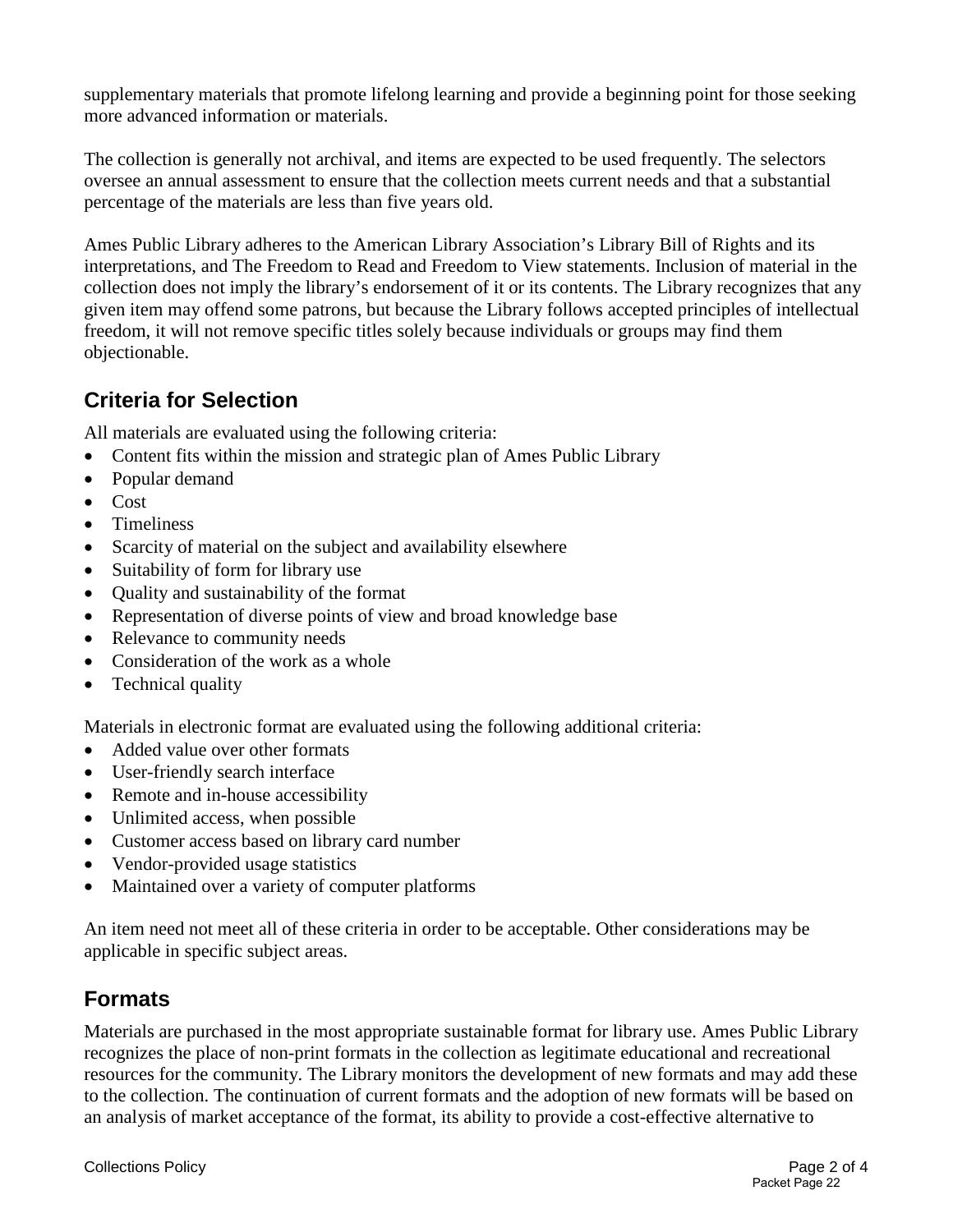supplementary materials that promote lifelong learning and provide a beginning point for those seeking more advanced information or materials.

The collection is generally not archival, and items are expected to be used frequently. The selectors oversee an annual assessment to ensure that the collection meets current needs and that a substantial percentage of the materials are less than five years old.

Ames Public Library adheres to the American Library Association's Library Bill of Rights and its interpretations, and The Freedom to Read and Freedom to View statements. Inclusion of material in the collection does not imply the library's endorsement of it or its contents. The Library recognizes that any given item may offend some patrons, but because the Library follows accepted principles of intellectual freedom, it will not remove specific titles solely because individuals or groups may find them objectionable.

## Criteria for Selection

All materials are evaluated using the following criteria:

- Content fits within the mission and strategic plan of Ames Public Library
- Popular demand
- Cost
- Timeliness
- Scarcity of material on the subject and availability elsewhere
- Suitability of form for library use
- Quality and sustainability of the format
- Representation of diverse points of view and broad knowledge base
- Relevance to community needs
- Consideration of the work as a whole
- Technical quality

Materials in electronic format are evaluated using the following additional criteria:

- Added value over other formats
- User-friendly search interface
- Remote and in-house accessibility
- Unlimited access, when possible
- Customer access based on library card number
- Vendor-provided usage statistics
- Maintained over a variety of computer platforms

An item need not meet all of these criteria in order to be acceptable. Other considerations may be applicable in specific subject areas.

## Formats

Materials are purchased in the most appropriate sustainable format for library use. Ames Public Library recognizes the place of non-print formats in the collection as legitimate educational and recreational resources for the community. The Library monitors the development of new formats and may add these to the collection. The continuation of current formats and the adoption of new formats will be based on an analysis of market acceptance of the format, its ability to provide a cost-effective alternative to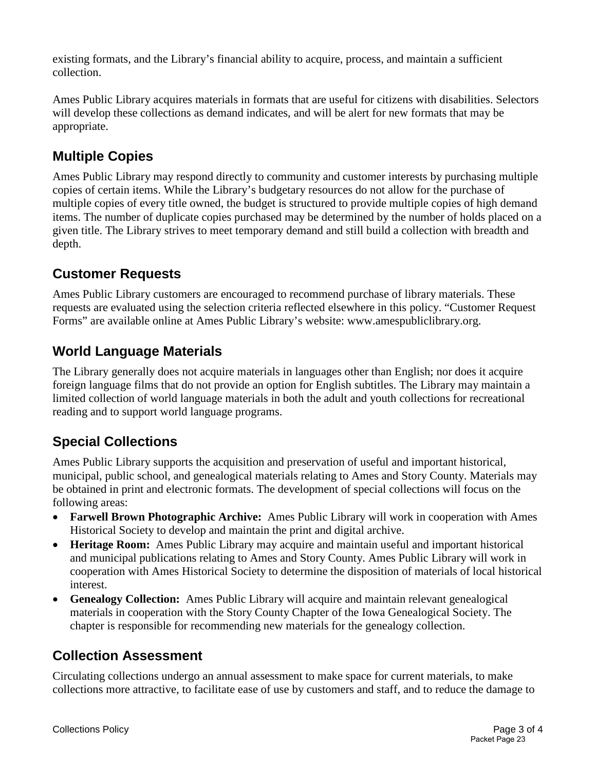existing formats, and the Library's financial ability to acquire, process, and maintain a sufficient collection.

Ames Public Library acquires materials in formats that are useful for citizens with disabilities. Selectors will develop these collections as demand indicates, and will be alert for new formats that may be appropriate.

## Multiple Copies

Ames Public Library may respond directly to community and customer interests by purchasing multiple copies of certain items. While the Library's budgetary resources do not allow for the purchase of multiple copies of every title owned, the budget is structured to provide multiple copies of high demand items. The number of duplicate copies purchased may be determined by the number of holds placed on a given title. The Library strives to meet temporary demand and still build a collection with breadth and depth.

## Customer Requests

Ames Public Library customers are encouraged to recommend purchase of library materials. These requests are evaluated using the selection criteria reflected elsewhere in this policy. "Customer Request Forms" are available online at Ames Public Library's website: www.amespubliclibrary.org.

## World Language Materials

The Library generally does not acquire materials in languages other than English; nor does it acquire foreign language films that do not provide an option for English subtitles. The Library may maintain a limited collection of world language materials in both the adult and youth collections for recreational reading and to support world language programs.

## Special Collections

Ames Public Library supports the acquisition and preservation of useful and important historical, municipal, public school, and genealogical materials relating to Ames and Story County. Materials may be obtained in print and electronic formats. The development of special collections will focus on the following areas:

- **Farwell Brown Photographic Archive:** Ames Public Library will work in cooperation with Ames Historical Society to develop and maintain the print and digital archive.
- **Heritage Room:** Ames Public Library may acquire and maintain useful and important historical and municipal publications relating to Ames and Story County. Ames Public Library will work in cooperation with Ames Historical Society to determine the disposition of materials of local historical interest.
- **Genealogy Collection:** Ames Public Library will acquire and maintain relevant genealogical materials in cooperation with the Story County Chapter of the Iowa Genealogical Society. The chapter is responsible for recommending new materials for the genealogy collection.

## Collection Assessment

Circulating collections undergo an annual assessment to make space for current materials, to make collections more attractive, to facilitate ease of use by customers and staff, and to reduce the damage to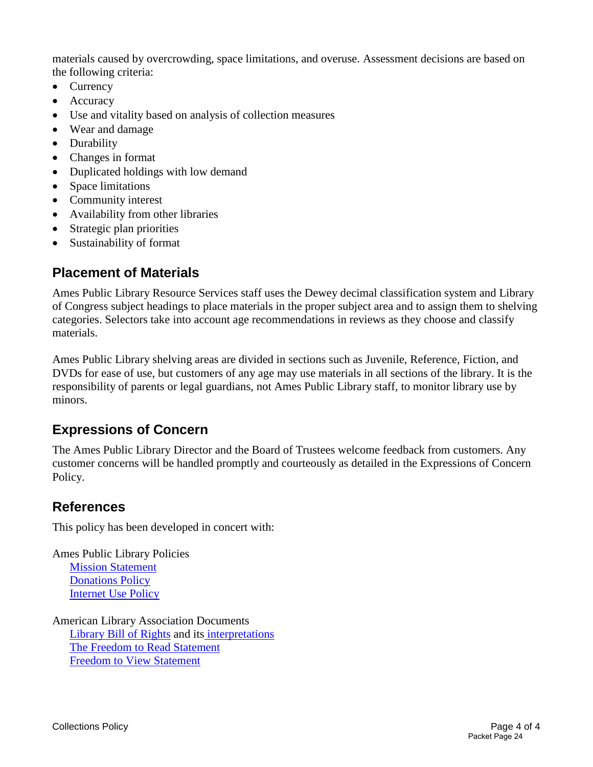materials caused by overcrowding, space limitations, and overuse. Assessment decisions are based on the following criteria:

- Currency
- Accuracy
- Use and vitality based on analysis of collection measures
- Wear and damage
- Durability
- Changes in format
- Duplicated holdings with low demand
- Space limitations
- Community interest
- Availability from other libraries
- Strategic plan priorities
- Sustainability of format

## Placement of Materials

Ames Public Library Resource Services staff uses the Dewey decimal classification system and Library of Congress subject headings to place materials in the proper subject area and to assign them to shelving categories. Selectors take into account age recommendations in reviews as they choose and classify materials.

Ames Public Library shelving areas are divided in sections such as Juvenile, Reference, Fiction, and DVDs for ease of use, but customers of any age may use materials in all sections of the library. It is the responsibility of parents or legal guardians, not Ames Public Library staff, to monitor library use by minors.

## Expressions of Concern

The Ames Public Library Director and the Board of Trustees welcome feedback from customers. Any customer concerns will be handled promptly and courteously as detailed in the Expressions of Concern Policy.

## References

This policy has been developed in concert with:

Ames Public Library Policies
- Mission Statement
- Donations Policy
- Internet Use Policy

American Library Association Documents
- Library Bill of Rights and its interpretations
- The Freedom to Read Statement
- Freedom to View Statement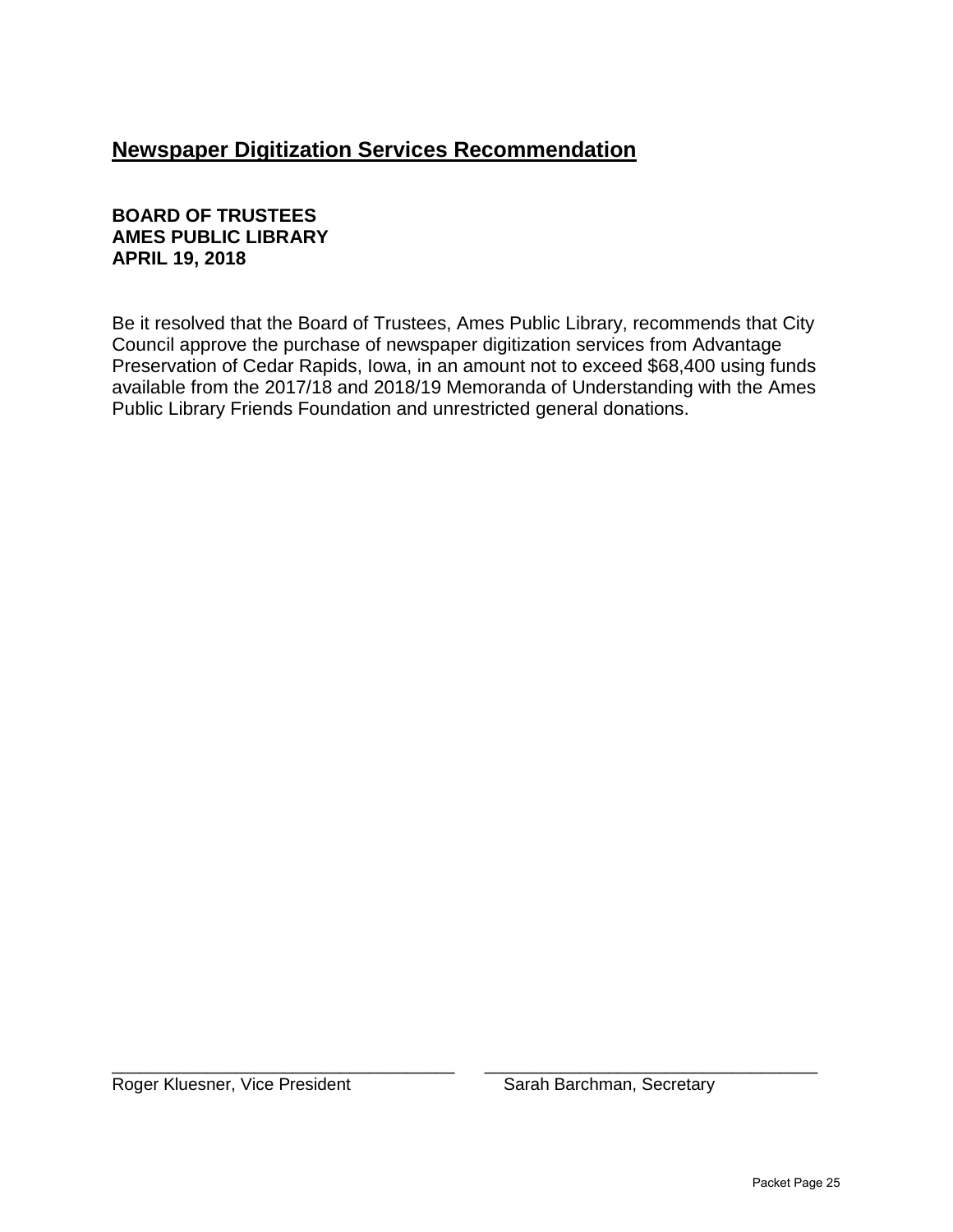## Newspaper Digitization Services Recommendation

**BOARD OF TRUSTEES**
**AMES PUBLIC LIBRARY**
**APRIL 19, 2018**

Be it resolved that the Board of Trustees, Ames Public Library, recommends that City Council approve the purchase of newspaper digitization services from Advantage Preservation of Cedar Rapids, Iowa, in an amount not to exceed $68,400 using funds available from the 2017/18 and 2018/19 Memoranda of Understanding with the Ames Public Library Friends Foundation and unrestricted general donations.

\_\_\_\_\_\_\_\_\_\_\_\_\_\_\_\_\_\_\_\_\_\_\_\_\_\_\_\_\_\_\_\_\_\_\_\_
Roger Kluesner, Vice President

\_\_\_\_\_\_\_\_\_\_\_\_\_\_\_\_\_\_\_\_\_\_\_\_\_\_\_\_\_\_\_\_\_\_\_\_
Sarah Barchman, Secretary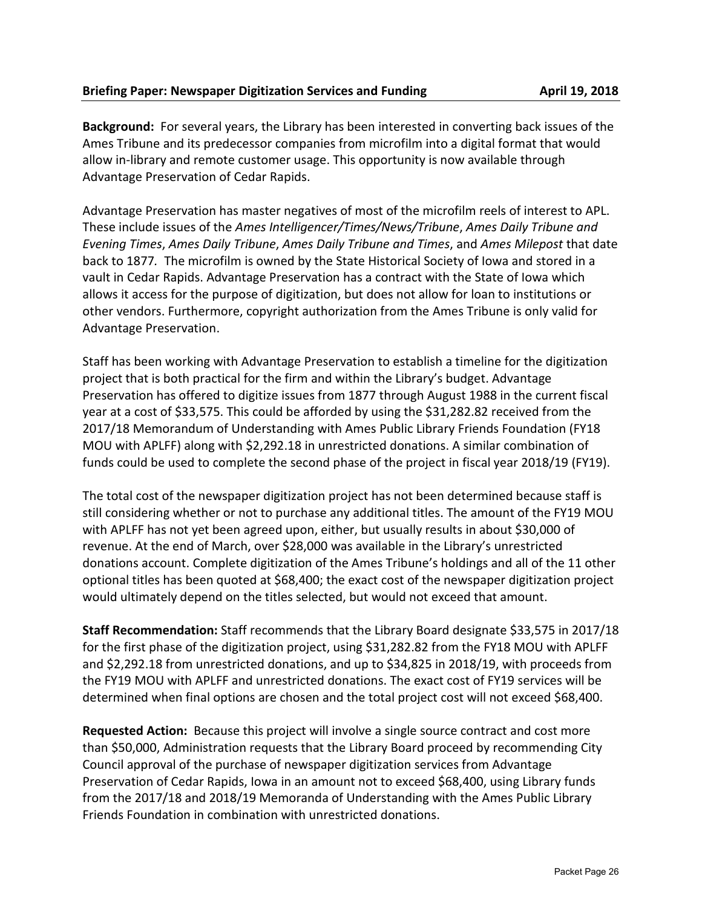**Briefing Paper: Newspaper Digitization Services and Funding** **April 19, 2018**

**Background:** For several years, the Library has been interested in converting back issues of the Ames Tribune and its predecessor companies from microfilm into a digital format that would allow in-library and remote customer usage. This opportunity is now available through Advantage Preservation of Cedar Rapids.

Advantage Preservation has master negatives of most of the microfilm reels of interest to APL. These include issues of the *Ames Intelligencer/Times/News/Tribune*, *Ames Daily Tribune and Evening Times*, *Ames Daily Tribune*, *Ames Daily Tribune and Times*, and *Ames Milepost* that date back to 1877. The microfilm is owned by the State Historical Society of Iowa and stored in a vault in Cedar Rapids. Advantage Preservation has a contract with the State of Iowa which allows it access for the purpose of digitization, but does not allow for loan to institutions or other vendors. Furthermore, copyright authorization from the Ames Tribune is only valid for Advantage Preservation.

Staff has been working with Advantage Preservation to establish a timeline for the digitization project that is both practical for the firm and within the Library's budget. Advantage Preservation has offered to digitize issues from 1877 through August 1988 in the current fiscal year at a cost of $33,575. This could be afforded by using the $31,282.82 received from the 2017/18 Memorandum of Understanding with Ames Public Library Friends Foundation (FY18 MOU with APLFF) along with $2,292.18 in unrestricted donations. A similar combination of funds could be used to complete the second phase of the project in fiscal year 2018/19 (FY19).

The total cost of the newspaper digitization project has not been determined because staff is still considering whether or not to purchase any additional titles. The amount of the FY19 MOU with APLFF has not yet been agreed upon, either, but usually results in about $30,000 of revenue. At the end of March, over $28,000 was available in the Library's unrestricted donations account. Complete digitization of the Ames Tribune's holdings and all of the 11 other optional titles has been quoted at $68,400; the exact cost of the newspaper digitization project would ultimately depend on the titles selected, but would not exceed that amount.

**Staff Recommendation:** Staff recommends that the Library Board designate $33,575 in 2017/18 for the first phase of the digitization project, using $31,282.82 from the FY18 MOU with APLFF and $2,292.18 from unrestricted donations, and up to $34,825 in 2018/19, with proceeds from the FY19 MOU with APLFF and unrestricted donations. The exact cost of FY19 services will be determined when final options are chosen and the total project cost will not exceed $68,400.

**Requested Action:** Because this project will involve a single source contract and cost more than $50,000, Administration requests that the Library Board proceed by recommending City Council approval of the purchase of newspaper digitization services from Advantage Preservation of Cedar Rapids, Iowa in an amount not to exceed $68,400, using Library funds from the 2017/18 and 2018/19 Memoranda of Understanding with the Ames Public Library Friends Foundation in combination with unrestricted donations.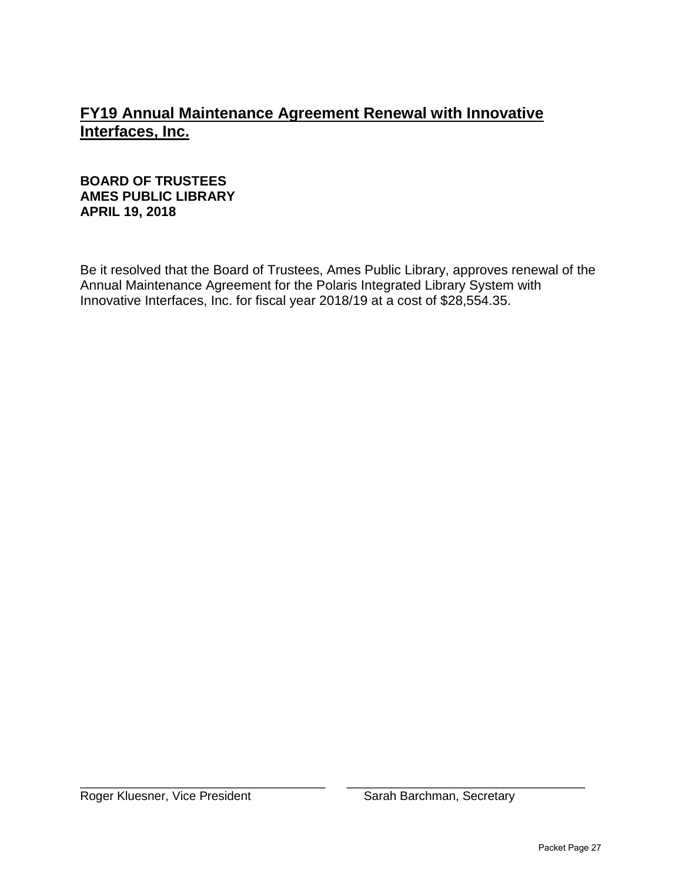## FY19 Annual Maintenance Agreement Renewal with Innovative Interfaces, Inc.

**BOARD OF TRUSTEES**
**AMES PUBLIC LIBRARY**
**APRIL 19, 2018**

Be it resolved that the Board of Trustees, Ames Public Library, approves renewal of the Annual Maintenance Agreement for the Polaris Integrated Library System with Innovative Interfaces, Inc. for fiscal year 2018/19 at a cost of $28,554.35.

\_\_\_\_\_\_\_\_\_\_\_\_\_\_\_\_\_\_\_\_\_\_\_\_\_\_\_\_\_\_\_\_\_\_\_\_
Roger Kluesner, Vice President

\_\_\_\_\_\_\_\_\_\_\_\_\_\_\_\_\_\_\_\_\_\_\_\_\_\_\_\_\_\_\_\_\_\_\_\_
Sarah Barchman, Secretary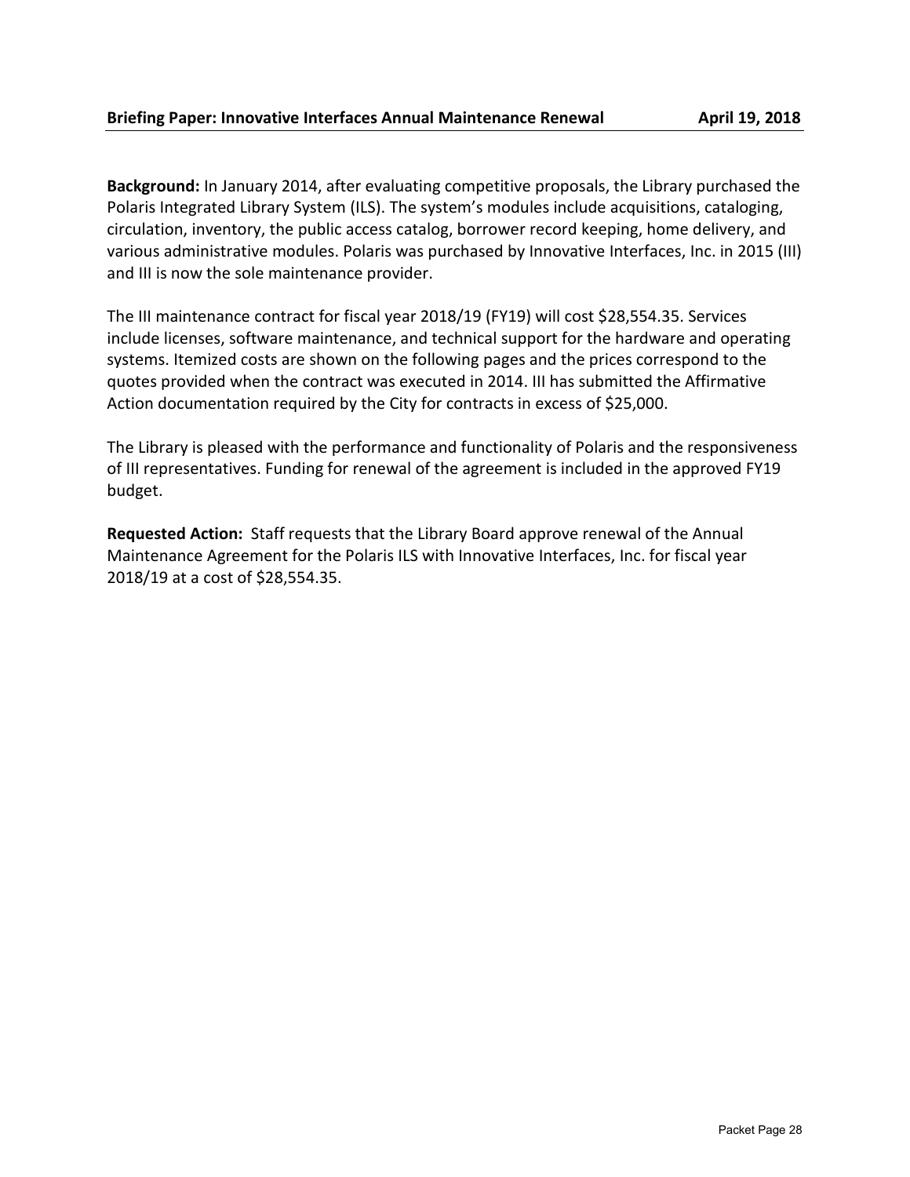**Briefing Paper: Innovative Interfaces Annual Maintenance Renewal** **April 19, 2018**

**Background:** In January 2014, after evaluating competitive proposals, the Library purchased the Polaris Integrated Library System (ILS). The system's modules include acquisitions, cataloging, circulation, inventory, the public access catalog, borrower record keeping, home delivery, and various administrative modules. Polaris was purchased by Innovative Interfaces, Inc. in 2015 (III) and III is now the sole maintenance provider.

The III maintenance contract for fiscal year 2018/19 (FY19) will cost $28,554.35. Services include licenses, software maintenance, and technical support for the hardware and operating systems. Itemized costs are shown on the following pages and the prices correspond to the quotes provided when the contract was executed in 2014. III has submitted the Affirmative Action documentation required by the City for contracts in excess of $25,000.

The Library is pleased with the performance and functionality of Polaris and the responsiveness of III representatives. Funding for renewal of the agreement is included in the approved FY19 budget.

**Requested Action:** Staff requests that the Library Board approve renewal of the Annual Maintenance Agreement for the Polaris ILS with Innovative Interfaces, Inc. for fiscal year 2018/19 at a cost of $28,554.35.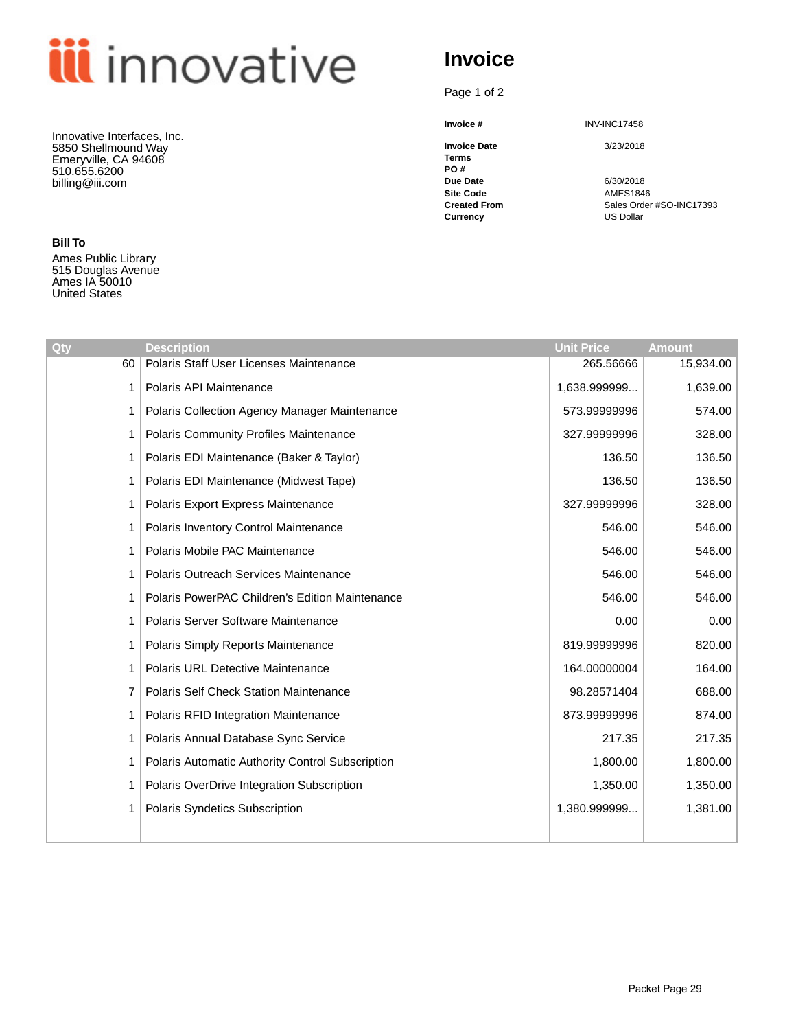innovative

# Invoice

Innovative Interfaces, Inc.
5850 Shellmound Way
Emeryville, CA 94608
510.655.6200
billing@iii.com

| | |
|---|---|
| **Invoice #** | INV-INC17458 |
| **Invoice Date** | 3/23/2018 |
| **Terms** | |
| **PO #** | |
| **Due Date** | 6/30/2018 |
| **Site Code** | AMES1846 |
| **Created From** | Sales Order #SO-INC17393 |
| **Currency** | US Dollar |

**Bill To**

Ames Public Library
515 Douglas Avenue
Ames IA 50010
United States

| Qty | Description | Unit Price | Amount |
|---|---|---|---|
| 60 | Polaris Staff User Licenses Maintenance | 265.56666 | 15,934.00 |
| 1 | Polaris API Maintenance | 1,638.999999... | 1,639.00 |
| 1 | Polaris Collection Agency Manager Maintenance | 573.99999996 | 574.00 |
| 1 | Polaris Community Profiles Maintenance | 327.99999996 | 328.00 |
| 1 | Polaris EDI Maintenance (Baker & Taylor) | 136.50 | 136.50 |
| 1 | Polaris EDI Maintenance (Midwest Tape) | 136.50 | 136.50 |
| 1 | Polaris Export Express Maintenance | 327.99999996 | 328.00 |
| 1 | Polaris Inventory Control Maintenance | 546.00 | 546.00 |
| 1 | Polaris Mobile PAC Maintenance | 546.00 | 546.00 |
| 1 | Polaris Outreach Services Maintenance | 546.00 | 546.00 |
| 1 | Polaris PowerPAC Children's Edition Maintenance | 546.00 | 546.00 |
| 1 | Polaris Server Software Maintenance | 0.00 | 0.00 |
| 1 | Polaris Simply Reports Maintenance | 819.99999996 | 820.00 |
| 1 | Polaris URL Detective Maintenance | 164.00000004 | 164.00 |
| 7 | Polaris Self Check Station Maintenance | 98.28571404 | 688.00 |
| 1 | Polaris RFID Integration Maintenance | 873.99999996 | 874.00 |
| 1 | Polaris Annual Database Sync Service | 217.35 | 217.35 |
| 1 | Polaris Automatic Authority Control Subscription | 1,800.00 | 1,800.00 |
| 1 | Polaris OverDrive Integration Subscription | 1,350.00 | 1,350.00 |
| 1 | Polaris Syndetics Subscription | 1,380.999999... | 1,381.00 |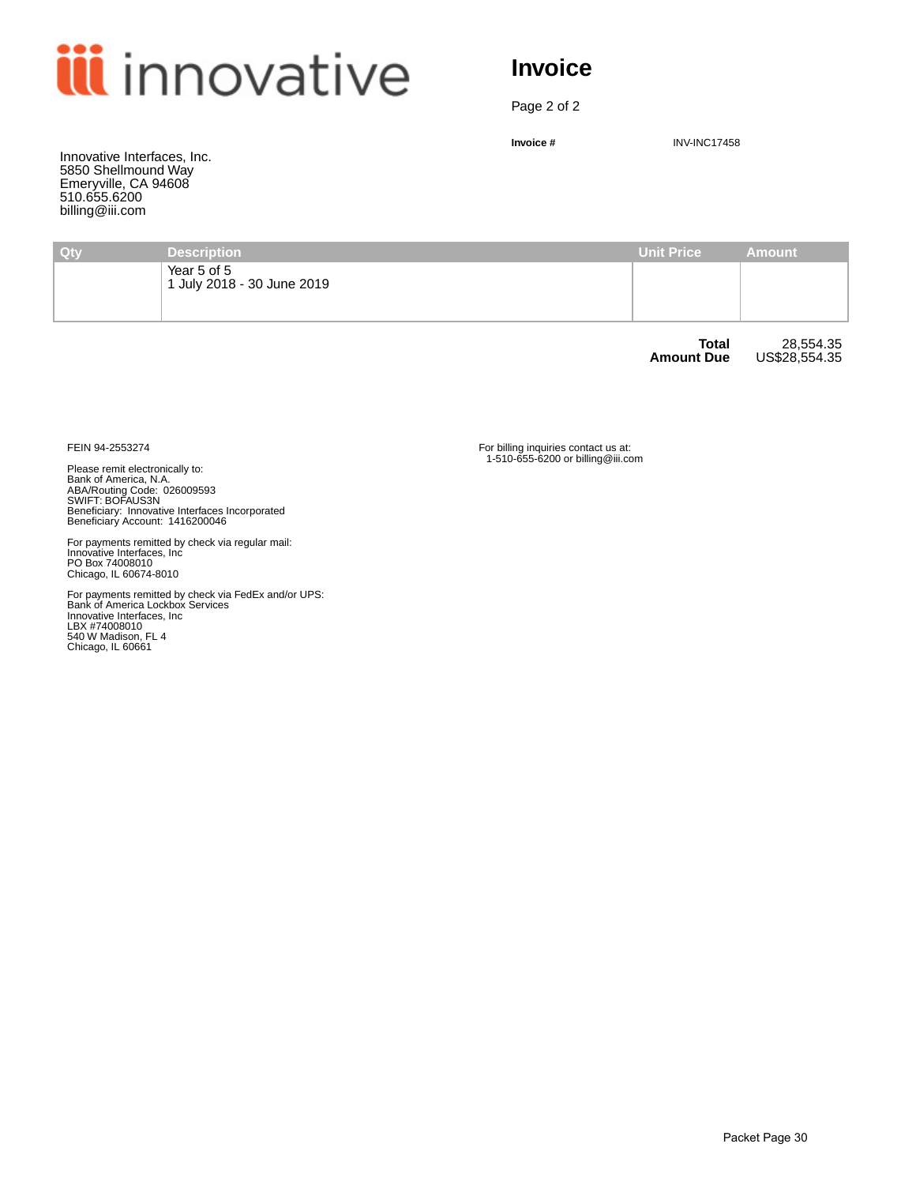innovative

# Invoice

Page 2 of 2

**Invoice #** INV-INC17458

Innovative Interfaces, Inc.
5850 Shellmound Way
Emeryville, CA 94608
510.655.6200
billing@iii.com

| Qty | Description | Unit Price | Amount |
|---|---|---|---|
| | Year 5 of 5<br>1 July 2018 - 30 June 2019 | | |

| | |
|---|---|
| **Total** | 28,554.35 |
| **Amount Due** | US$28,554.35 |

FEIN 94-2553274

Please remit electronically to:
Bank of America, N.A.
ABA/Routing Code: 026009593
SWIFT: BOFAUS3N
Beneficiary: Innovative Interfaces Incorporated
Beneficiary Account: 1416200046

For payments remitted by check via regular mail:
Innovative Interfaces, Inc
PO Box 74008010
Chicago, IL 60674-8010

For payments remitted by check via FedEx and/or UPS:
Bank of America Lockbox Services
Innovative Interfaces, Inc
LBX #74008010
540 W Madison, FL 4
Chicago, IL 60661

For billing inquiries contact us at:
1-510-655-6200 or billing@iii.com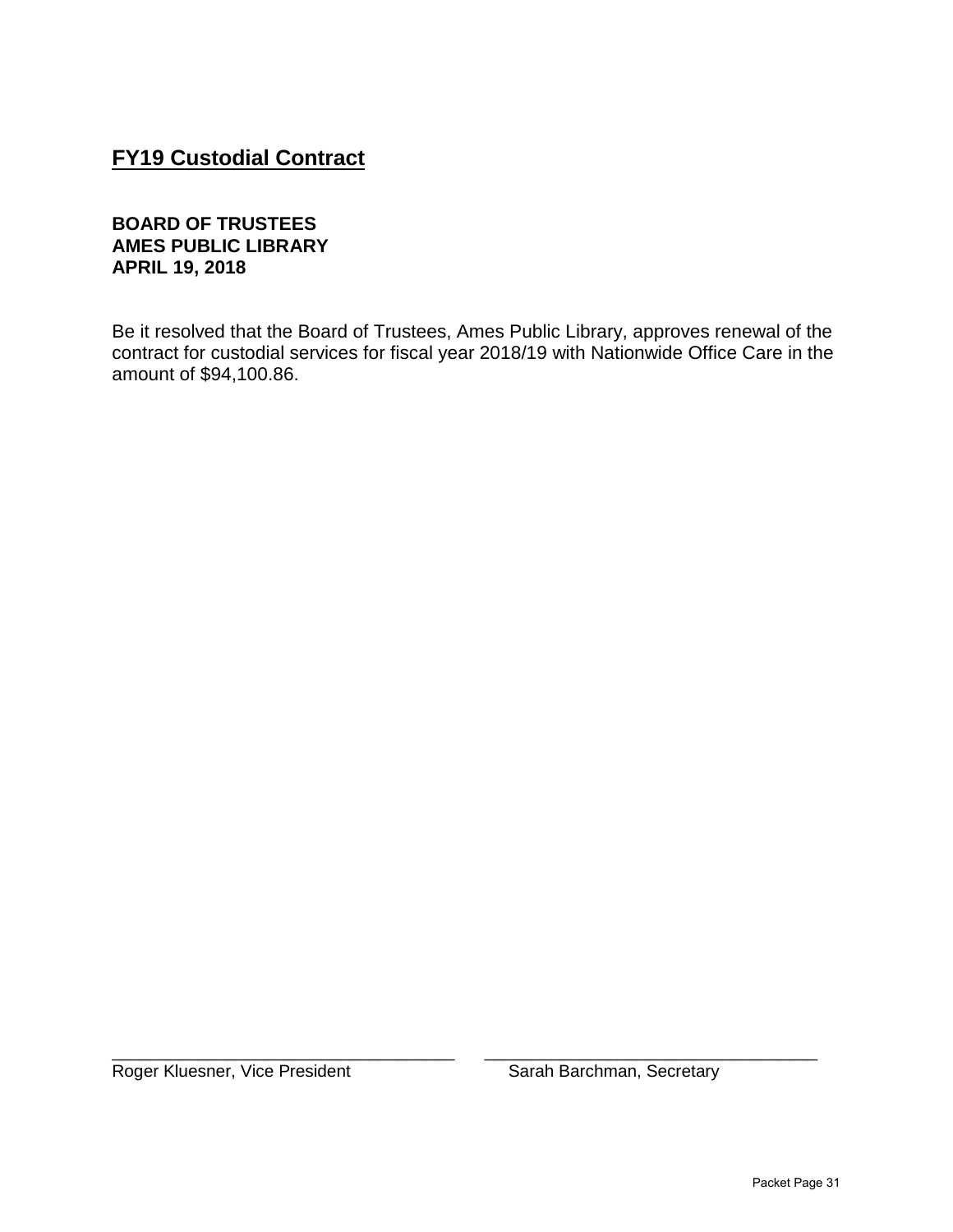## FY19 Custodial Contract

**BOARD OF TRUSTEES**
**AMES PUBLIC LIBRARY**
**APRIL 19, 2018**

Be it resolved that the Board of Trustees, Ames Public Library, approves renewal of the contract for custodial services for fiscal year 2018/19 with Nationwide Office Care in the amount of $94,100.86.

\_\_\_\_\_\_\_\_\_\_\_\_\_\_\_\_\_\_\_\_\_\_\_\_\_\_\_\_\_\_\_\_\_\_\_\_
Roger Kluesner, Vice President

\_\_\_\_\_\_\_\_\_\_\_\_\_\_\_\_\_\_\_\_\_\_\_\_\_\_\_\_\_\_\_\_\_\_\_\_
Sarah Barchman, Secretary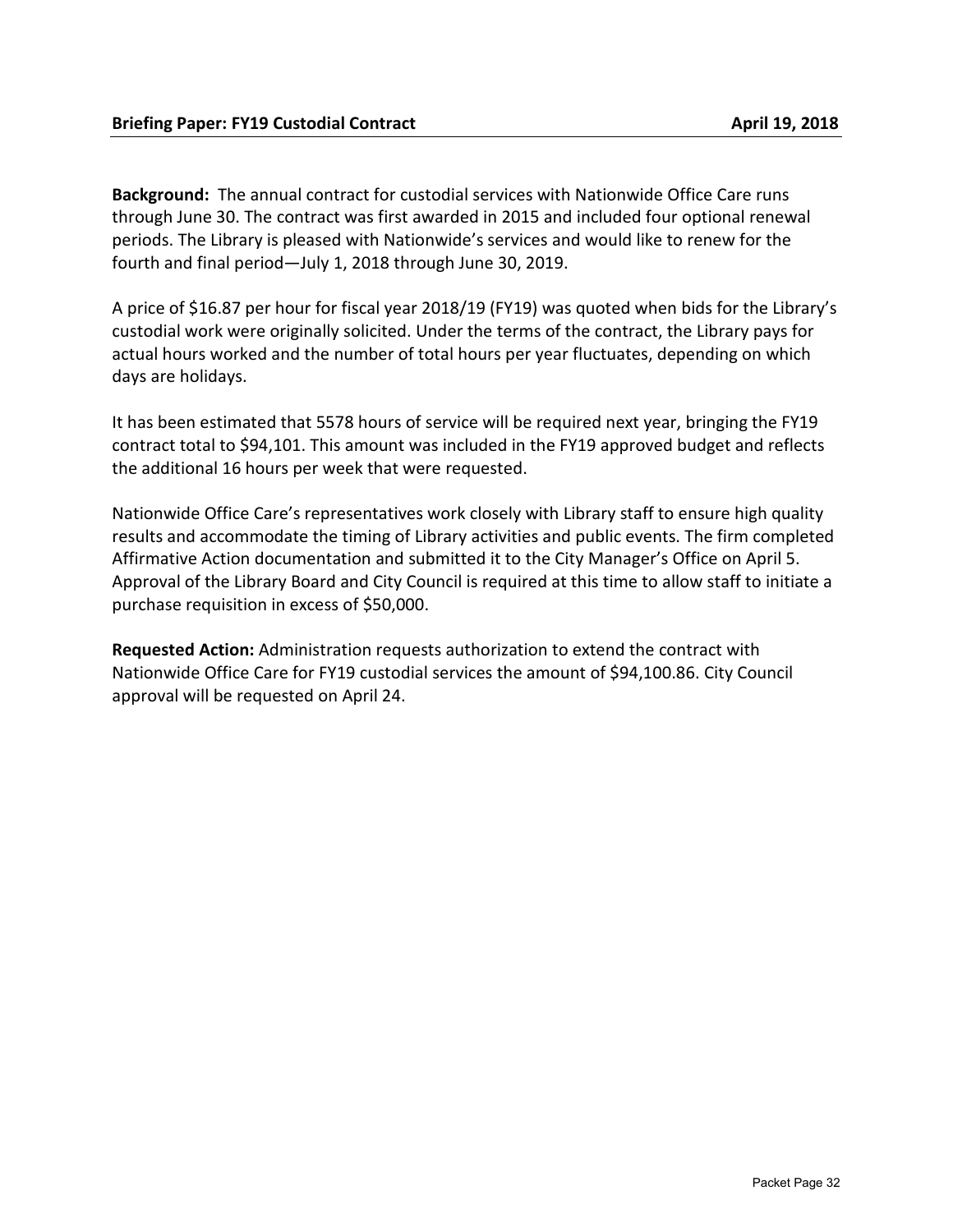**Briefing Paper: FY19 Custodial Contract** **April 19, 2018**

**Background:** The annual contract for custodial services with Nationwide Office Care runs through June 30. The contract was first awarded in 2015 and included four optional renewal periods. The Library is pleased with Nationwide's services and would like to renew for the fourth and final period—July 1, 2018 through June 30, 2019.

A price of $16.87 per hour for fiscal year 2018/19 (FY19) was quoted when bids for the Library's custodial work were originally solicited. Under the terms of the contract, the Library pays for actual hours worked and the number of total hours per year fluctuates, depending on which days are holidays.

It has been estimated that 5578 hours of service will be required next year, bringing the FY19 contract total to $94,101. This amount was included in the FY19 approved budget and reflects the additional 16 hours per week that were requested.

Nationwide Office Care's representatives work closely with Library staff to ensure high quality results and accommodate the timing of Library activities and public events. The firm completed Affirmative Action documentation and submitted it to the City Manager's Office on April 5. Approval of the Library Board and City Council is required at this time to allow staff to initiate a purchase requisition in excess of $50,000.

**Requested Action:** Administration requests authorization to extend the contract with Nationwide Office Care for FY19 custodial services the amount of $94,100.86. City Council approval will be requested on April 24.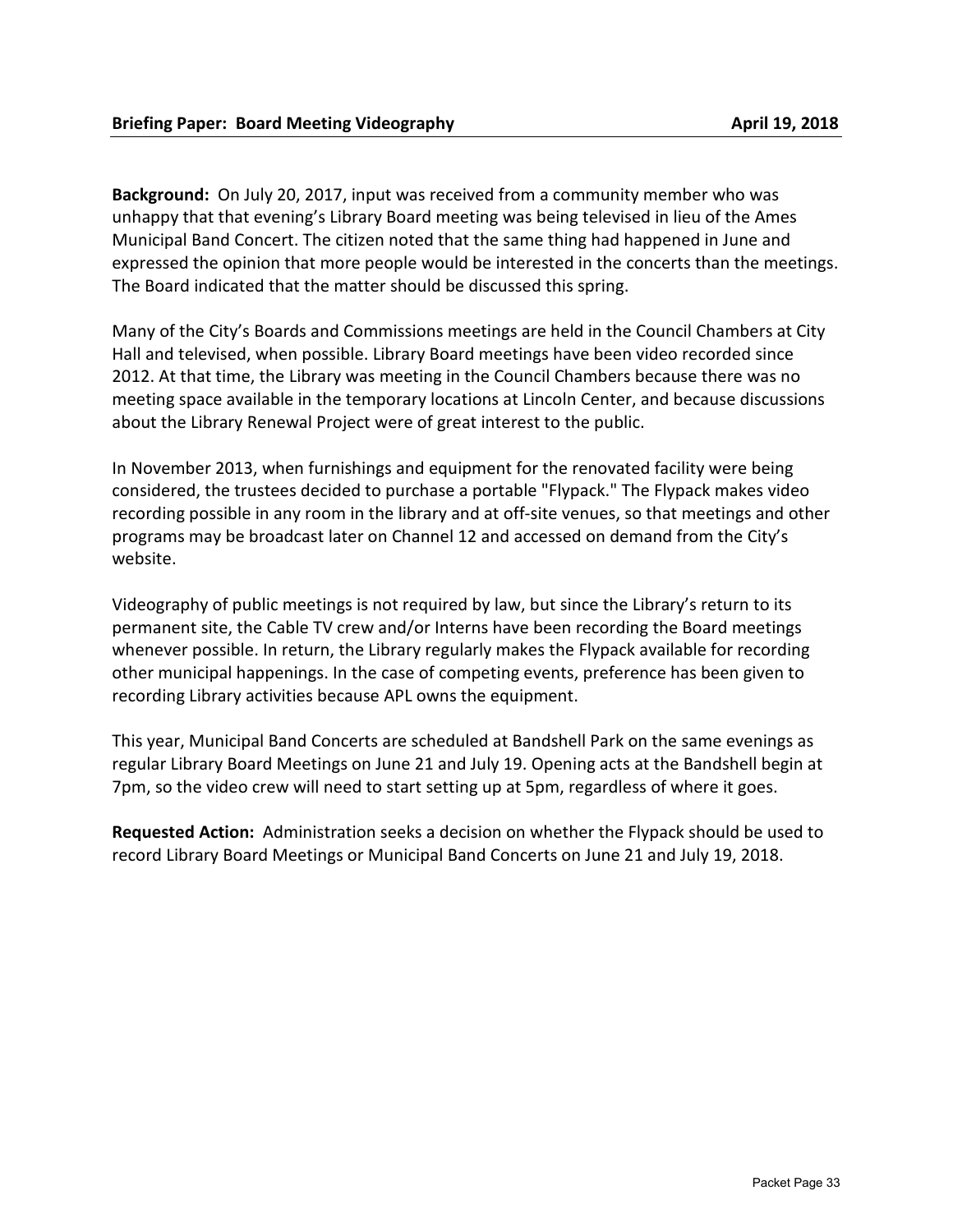**Briefing Paper: Board Meeting Videography** **April 19, 2018**

**Background:** On July 20, 2017, input was received from a community member who was unhappy that that evening's Library Board meeting was being televised in lieu of the Ames Municipal Band Concert. The citizen noted that the same thing had happened in June and expressed the opinion that more people would be interested in the concerts than the meetings. The Board indicated that the matter should be discussed this spring.

Many of the City's Boards and Commissions meetings are held in the Council Chambers at City Hall and televised, when possible. Library Board meetings have been video recorded since 2012. At that time, the Library was meeting in the Council Chambers because there was no meeting space available in the temporary locations at Lincoln Center, and because discussions about the Library Renewal Project were of great interest to the public.

In November 2013, when furnishings and equipment for the renovated facility were being considered, the trustees decided to purchase a portable "Flypack." The Flypack makes video recording possible in any room in the library and at off-site venues, so that meetings and other programs may be broadcast later on Channel 12 and accessed on demand from the City's website.

Videography of public meetings is not required by law, but since the Library's return to its permanent site, the Cable TV crew and/or Interns have been recording the Board meetings whenever possible. In return, the Library regularly makes the Flypack available for recording other municipal happenings. In the case of competing events, preference has been given to recording Library activities because APL owns the equipment.

This year, Municipal Band Concerts are scheduled at Bandshell Park on the same evenings as regular Library Board Meetings on June 21 and July 19. Opening acts at the Bandshell begin at 7pm, so the video crew will need to start setting up at 5pm, regardless of where it goes.

**Requested Action:** Administration seeks a decision on whether the Flypack should be used to record Library Board Meetings or Municipal Band Concerts on June 21 and July 19, 2018.